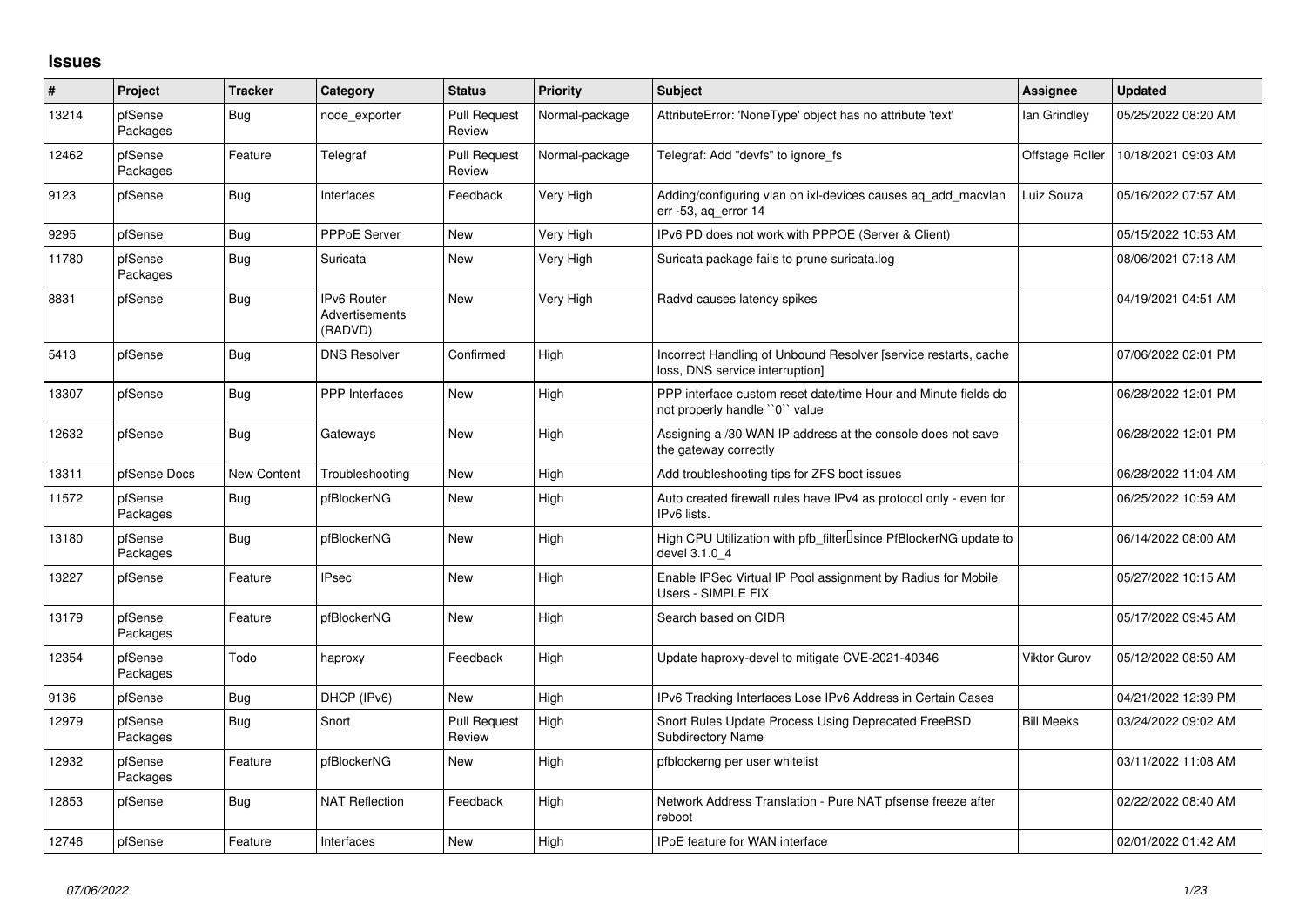## Issues

| # | Project | Tracker | Category | Status | Priority | Subject | Assignee | Updated |
|---|---|---|---|---|---|---|---|---|
| 13214 | pfSense Packages | Bug | node_exporter | Pull Request Review | Normal-package | AttributeError: 'NoneType' object has no attribute 'text' | Ian Grindley | 05/25/2022 08:20 AM |
| 12462 | pfSense Packages | Feature | Telegraf | Pull Request Review | Normal-package | Telegraf: Add "devfs" to ignore_fs | Offstage Roller | 10/18/2021 09:03 AM |
| 9123 | pfSense | Bug | Interfaces | Feedback | Very High | Adding/configuring vlan on ixl-devices causes aq_add_macvlan err -53, aq_error 14 | Luiz Souza | 05/16/2022 07:57 AM |
| 9295 | pfSense | Bug | PPPoE Server | New | Very High | IPv6 PD does not work with PPPOE (Server & Client) | | 05/15/2022 10:53 AM |
| 11780 | pfSense Packages | Bug | Suricata | New | Very High | Suricata package fails to prune suricata.log | | 08/06/2021 07:18 AM |
| 8831 | pfSense | Bug | IPv6 Router Advertisements (RADVD) | New | Very High | Radvd causes latency spikes | | 04/19/2021 04:51 AM |
| 5413 | pfSense | Bug | DNS Resolver | Confirmed | High | Incorrect Handling of Unbound Resolver [service restarts, cache loss, DNS service interruption] | | 07/06/2022 02:01 PM |
| 13307 | pfSense | Bug | PPP Interfaces | New | High | PPP interface custom reset date/time Hour and Minute fields do not properly handle ``0`` value | | 06/28/2022 12:01 PM |
| 12632 | pfSense | Bug | Gateways | New | High | Assigning a /30 WAN IP address at the console does not save the gateway correctly | | 06/28/2022 12:01 PM |
| 13311 | pfSense Docs | New Content | Troubleshooting | New | High | Add troubleshooting tips for ZFS boot issues | | 06/28/2022 11:04 AM |
| 11572 | pfSense Packages | Bug | pfBlockerNG | New | High | Auto created firewall rules have IPv4 as protocol only - even for IPv6 lists. | | 06/25/2022 10:59 AM |
| 13180 | pfSense Packages | Bug | pfBlockerNG | New | High | High CPU Utilization with pfb_filter since PfBlockerNG update to devel 3.1.0_4 | | 06/14/2022 08:00 AM |
| 13227 | pfSense | Feature | IPsec | New | High | Enable IPSec Virtual IP Pool assignment by Radius for Mobile Users - SIMPLE FIX | | 05/27/2022 10:15 AM |
| 13179 | pfSense Packages | Feature | pfBlockerNG | New | High | Search based on CIDR | | 05/17/2022 09:45 AM |
| 12354 | pfSense Packages | Todo | haproxy | Feedback | High | Update haproxy-devel to mitigate CVE-2021-40346 | Viktor Gurov | 05/12/2022 08:50 AM |
| 9136 | pfSense | Bug | DHCP (IPv6) | New | High | IPv6 Tracking Interfaces Lose IPv6 Address in Certain Cases | | 04/21/2022 12:39 PM |
| 12979 | pfSense Packages | Bug | Snort | Pull Request Review | High | Snort Rules Update Process Using Deprecated FreeBSD Subdirectory Name | Bill Meeks | 03/24/2022 09:02 AM |
| 12932 | pfSense Packages | Feature | pfBlockerNG | New | High | pfblockerng per user whitelist | | 03/11/2022 11:08 AM |
| 12853 | pfSense | Bug | NAT Reflection | Feedback | High | Network Address Translation - Pure NAT pfsense freeze after reboot | | 02/22/2022 08:40 AM |
| 12746 | pfSense | Feature | Interfaces | New | High | IPoE feature for WAN interface | | 02/01/2022 01:42 AM |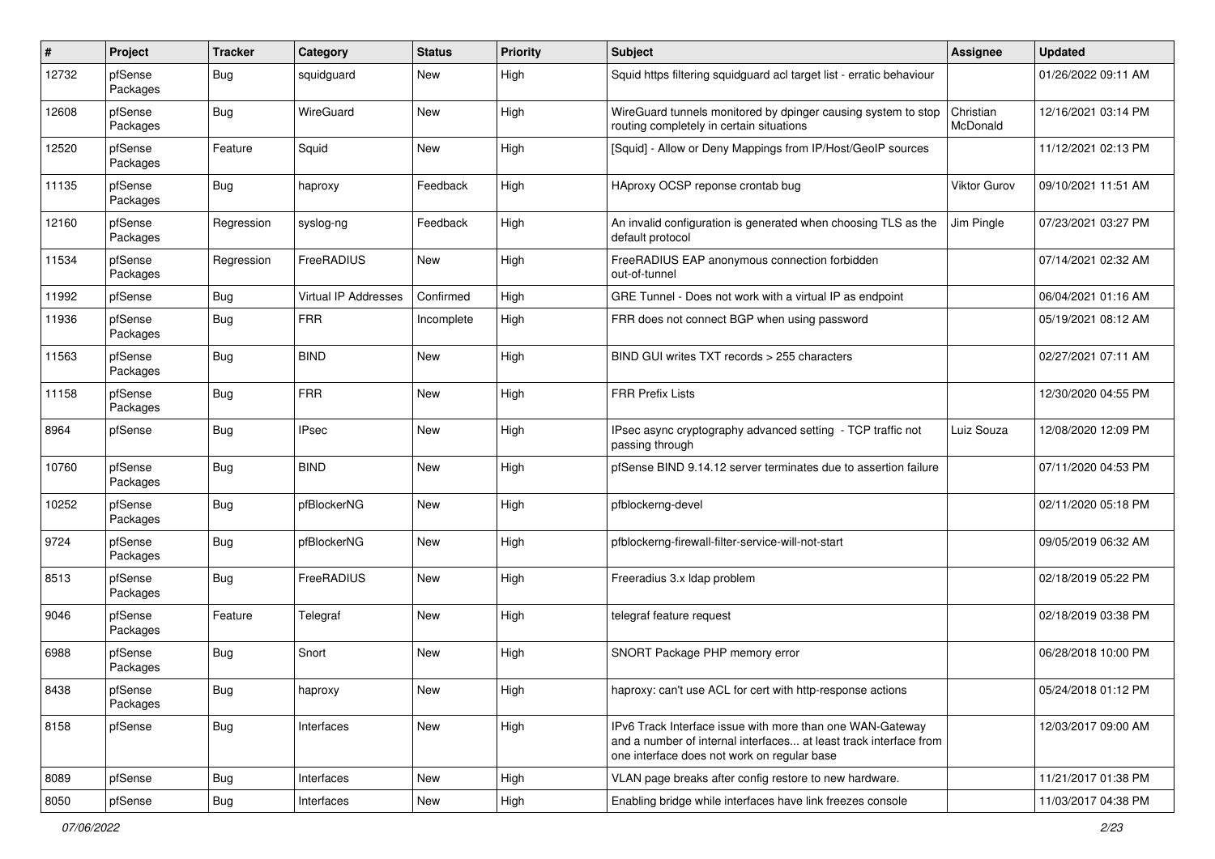| # | Project | Tracker | Category | Status | Priority | Subject | Assignee | Updated |
|---|---|---|---|---|---|---|---|---|
| 12732 | pfSense Packages | Bug | squidguard | New | High | Squid https filtering squidguard acl target list - erratic behaviour | | 01/26/2022 09:11 AM |
| 12608 | pfSense Packages | Bug | WireGuard | New | High | WireGuard tunnels monitored by dpinger causing system to stop routing completely in certain situations | Christian McDonald | 12/16/2021 03:14 PM |
| 12520 | pfSense Packages | Feature | Squid | New | High | [Squid] - Allow or Deny Mappings from IP/Host/GeoIP sources | | 11/12/2021 02:13 PM |
| 11135 | pfSense Packages | Bug | haproxy | Feedback | High | HAproxy OCSP reponse crontab bug | Viktor Gurov | 09/10/2021 11:51 AM |
| 12160 | pfSense Packages | Regression | syslog-ng | Feedback | High | An invalid configuration is generated when choosing TLS as the default protocol | Jim Pingle | 07/23/2021 03:27 PM |
| 11534 | pfSense Packages | Regression | FreeRADIUS | New | High | FreeRADIUS EAP anonymous connection forbidden out-of-tunnel | | 07/14/2021 02:32 AM |
| 11992 | pfSense | Bug | Virtual IP Addresses | Confirmed | High | GRE Tunnel - Does not work with a virtual IP as endpoint | | 06/04/2021 01:16 AM |
| 11936 | pfSense Packages | Bug | FRR | Incomplete | High | FRR does not connect BGP when using password | | 05/19/2021 08:12 AM |
| 11563 | pfSense Packages | Bug | BIND | New | High | BIND GUI writes TXT records > 255 characters | | 02/27/2021 07:11 AM |
| 11158 | pfSense Packages | Bug | FRR | New | High | FRR Prefix Lists | | 12/30/2020 04:55 PM |
| 8964 | pfSense | Bug | IPsec | New | High | IPsec async cryptography advanced setting - TCP traffic not passing through | Luiz Souza | 12/08/2020 12:09 PM |
| 10760 | pfSense Packages | Bug | BIND | New | High | pfSense BIND 9.14.12 server terminates due to assertion failure | | 07/11/2020 04:53 PM |
| 10252 | pfSense Packages | Bug | pfBlockerNG | New | High | pfblockerng-devel | | 02/11/2020 05:18 PM |
| 9724 | pfSense Packages | Bug | pfBlockerNG | New | High | pfblockerng-firewall-filter-service-will-not-start | | 09/05/2019 06:32 AM |
| 8513 | pfSense Packages | Bug | FreeRADIUS | New | High | Freeradius 3.x ldap problem | | 02/18/2019 05:22 PM |
| 9046 | pfSense Packages | Feature | Telegraf | New | High | telegraf feature request | | 02/18/2019 03:38 PM |
| 6988 | pfSense Packages | Bug | Snort | New | High | SNORT Package PHP memory error | | 06/28/2018 10:00 PM |
| 8438 | pfSense Packages | Bug | haproxy | New | High | haproxy: can't use ACL for cert with http-response actions | | 05/24/2018 01:12 PM |
| 8158 | pfSense | Bug | Interfaces | New | High | IPv6 Track Interface issue with more than one WAN-Gateway and a number of internal interfaces... at least track interface from one interface does not work on regular base | | 12/03/2017 09:00 AM |
| 8089 | pfSense | Bug | Interfaces | New | High | VLAN page breaks after config restore to new hardware. | | 11/21/2017 01:38 PM |
| 8050 | pfSense | Bug | Interfaces | New | High | Enabling bridge while interfaces have link freezes console | | 11/03/2017 04:38 PM |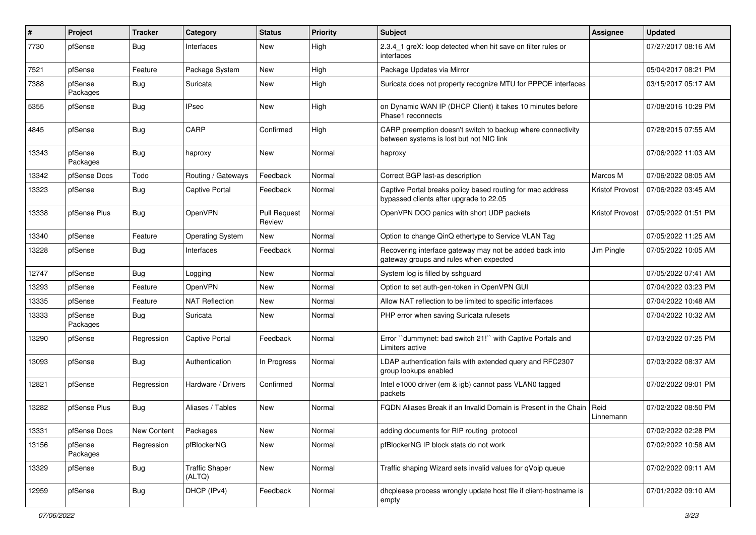| # | Project | Tracker | Category | Status | Priority | Subject | Assignee | Updated |
|---|---|---|---|---|---|---|---|---|
| 7730 | pfSense | Bug | Interfaces | New | High | 2.3.4_1 greX: loop detected when hit save on filter rules or interfaces | | 07/27/2017 08:16 AM |
| 7521 | pfSense | Feature | Package System | New | High | Package Updates via Mirror | | 05/04/2017 08:21 PM |
| 7388 | pfSense Packages | Bug | Suricata | New | High | Suricata does not property recognize MTU for PPPOE interfaces | | 03/15/2017 05:17 AM |
| 5355 | pfSense | Bug | IPsec | New | High | on Dynamic WAN IP (DHCP Client) it takes 10 minutes before Phase1 reconnects | | 07/08/2016 10:29 PM |
| 4845 | pfSense | Bug | CARP | Confirmed | High | CARP preemption doesn't switch to backup where connectivity between systems is lost but not NIC link | | 07/28/2015 07:55 AM |
| 13343 | pfSense Packages | Bug | haproxy | New | Normal | haproxy | | 07/06/2022 11:03 AM |
| 13342 | pfSense Docs | Todo | Routing / Gateways | Feedback | Normal | Correct BGP last-as description | Marcos M | 07/06/2022 08:05 AM |
| 13323 | pfSense | Bug | Captive Portal | Feedback | Normal | Captive Portal breaks policy based routing for mac address bypassed clients after upgrade to 22.05 | Kristof Provost | 07/06/2022 03:45 AM |
| 13338 | pfSense Plus | Bug | OpenVPN | Pull Request Review | Normal | OpenVPN DCO panics with short UDP packets | Kristof Provost | 07/05/2022 01:51 PM |
| 13340 | pfSense | Feature | Operating System | New | Normal | Option to change QinQ ethertype to Service VLAN Tag | | 07/05/2022 11:25 AM |
| 13228 | pfSense | Bug | Interfaces | Feedback | Normal | Recovering interface gateway may not be added back into gateway groups and rules when expected | Jim Pingle | 07/05/2022 10:05 AM |
| 12747 | pfSense | Bug | Logging | New | Normal | System log is filled by sshguard | | 07/05/2022 07:41 AM |
| 13293 | pfSense | Feature | OpenVPN | New | Normal | Option to set auth-gen-token in OpenVPN GUI | | 07/04/2022 03:23 PM |
| 13335 | pfSense | Feature | NAT Reflection | New | Normal | Allow NAT reflection to be limited to specific interfaces | | 07/04/2022 10:48 AM |
| 13333 | pfSense Packages | Bug | Suricata | New | Normal | PHP error when saving Suricata rulesets | | 07/04/2022 10:32 AM |
| 13290 | pfSense | Regression | Captive Portal | Feedback | Normal | Error ``dummynet: bad switch 21!`` with Captive Portals and Limiters active | | 07/03/2022 07:25 PM |
| 13093 | pfSense | Bug | Authentication | In Progress | Normal | LDAP authentication fails with extended query and RFC2307 group lookups enabled | | 07/03/2022 08:37 AM |
| 12821 | pfSense | Regression | Hardware / Drivers | Confirmed | Normal | Intel e1000 driver (em & igb) cannot pass VLAN0 tagged packets | | 07/02/2022 09:01 PM |
| 13282 | pfSense Plus | Bug | Aliases / Tables | New | Normal | FQDN Aliases Break if an Invalid Domain is Present in the Chain | Reid Linnemann | 07/02/2022 08:50 PM |
| 13331 | pfSense Docs | New Content | Packages | New | Normal | adding documents for RIP routing protocol | | 07/02/2022 02:28 PM |
| 13156 | pfSense Packages | Regression | pfBlockerNG | New | Normal | pfBlockerNG IP block stats do not work | | 07/02/2022 10:58 AM |
| 13329 | pfSense | Bug | Traffic Shaper (ALTQ) | New | Normal | Traffic shaping Wizard sets invalid values for qVoip queue | | 07/02/2022 09:11 AM |
| 12959 | pfSense | Bug | DHCP (IPv4) | Feedback | Normal | dhcplease process wrongly update host file if client-hostname is empty | | 07/01/2022 09:10 AM |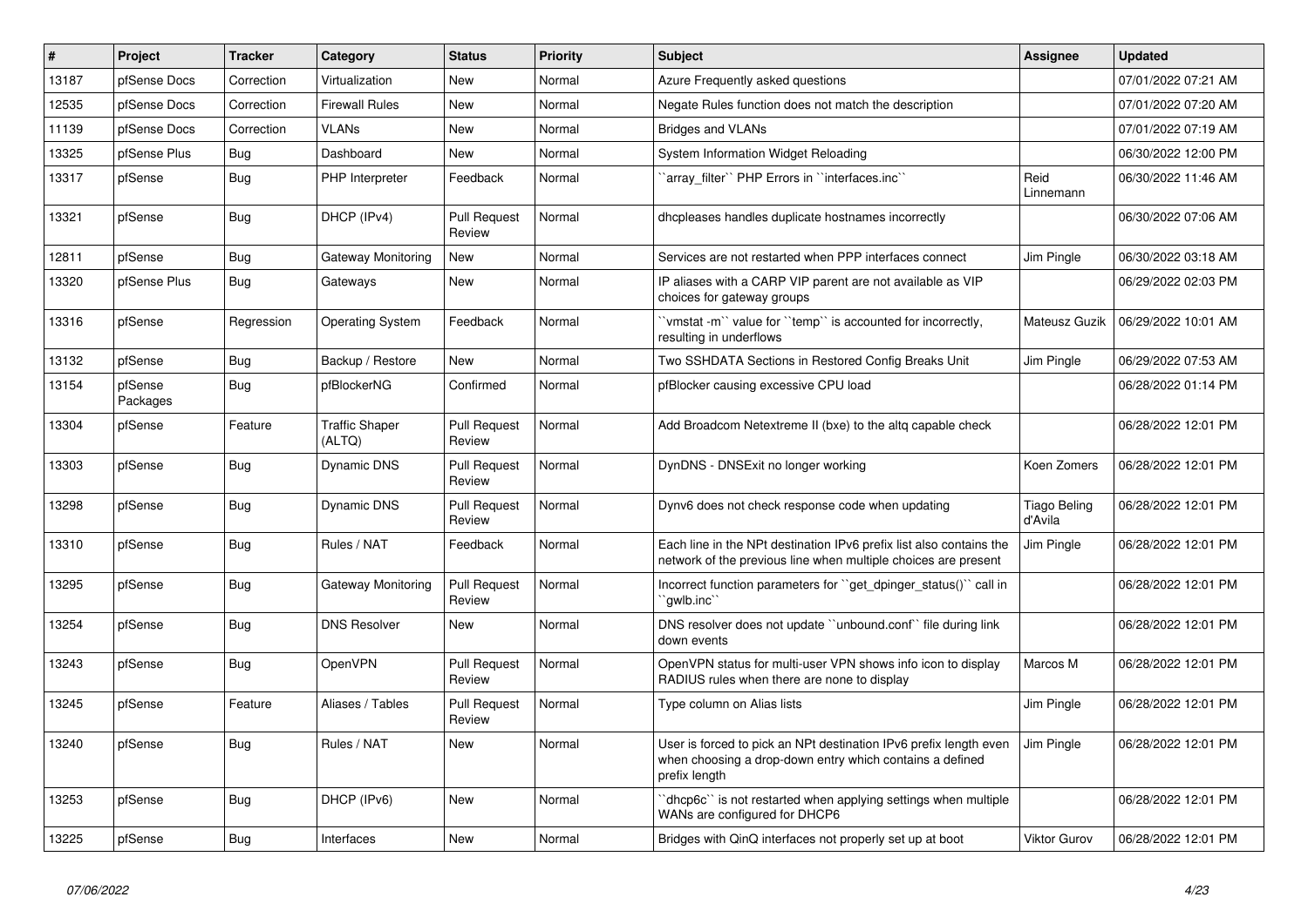| # | Project | Tracker | Category | Status | Priority | Subject | Assignee | Updated |
|---|---|---|---|---|---|---|---|---|
| 13187 | pfSense Docs | Correction | Virtualization | New | Normal | Azure Frequently asked questions | | 07/01/2022 07:21 AM |
| 12535 | pfSense Docs | Correction | Firewall Rules | New | Normal | Negate Rules function does not match the description | | 07/01/2022 07:20 AM |
| 11139 | pfSense Docs | Correction | VLANs | New | Normal | Bridges and VLANs | | 07/01/2022 07:19 AM |
| 13325 | pfSense Plus | Bug | Dashboard | New | Normal | System Information Widget Reloading | | 06/30/2022 12:00 PM |
| 13317 | pfSense | Bug | PHP Interpreter | Feedback | Normal | ``array_filter`` PHP Errors in ``interfaces.inc`` | Reid Linnemann | 06/30/2022 11:46 AM |
| 13321 | pfSense | Bug | DHCP (IPv4) | Pull Request Review | Normal | dhcpleases handles duplicate hostnames incorrectly | | 06/30/2022 07:06 AM |
| 12811 | pfSense | Bug | Gateway Monitoring | New | Normal | Services are not restarted when PPP interfaces connect | Jim Pingle | 06/30/2022 03:18 AM |
| 13320 | pfSense Plus | Bug | Gateways | New | Normal | IP aliases with a CARP VIP parent are not available as VIP choices for gateway groups | | 06/29/2022 02:03 PM |
| 13316 | pfSense | Regression | Operating System | Feedback | Normal | ``vmstat -m`` value for ``temp`` is accounted for incorrectly, resulting in underflows | Mateusz Guzik | 06/29/2022 10:01 AM |
| 13132 | pfSense | Bug | Backup / Restore | New | Normal | Two SSHDATA Sections in Restored Config Breaks Unit | Jim Pingle | 06/29/2022 07:53 AM |
| 13154 | pfSense Packages | Bug | pfBlockerNG | Confirmed | Normal | pfBlocker causing excessive CPU load | | 06/28/2022 01:14 PM |
| 13304 | pfSense | Feature | Traffic Shaper (ALTQ) | Pull Request Review | Normal | Add Broadcom Netextreme II (bxe) to the altq capable check | | 06/28/2022 12:01 PM |
| 13303 | pfSense | Bug | Dynamic DNS | Pull Request Review | Normal | DynDNS - DNSExit no longer working | Koen Zomers | 06/28/2022 12:01 PM |
| 13298 | pfSense | Bug | Dynamic DNS | Pull Request Review | Normal | Dynv6 does not check response code when updating | Tiago Beling d'Avila | 06/28/2022 12:01 PM |
| 13310 | pfSense | Bug | Rules / NAT | Feedback | Normal | Each line in the NPt destination IPv6 prefix list also contains the network of the previous line when multiple choices are present | Jim Pingle | 06/28/2022 12:01 PM |
| 13295 | pfSense | Bug | Gateway Monitoring | Pull Request Review | Normal | Incorrect function parameters for ``get_dpinger_status()`` call in ``gwlb.inc`` | | 06/28/2022 12:01 PM |
| 13254 | pfSense | Bug | DNS Resolver | New | Normal | DNS resolver does not update ``unbound.conf`` file during link down events | | 06/28/2022 12:01 PM |
| 13243 | pfSense | Bug | OpenVPN | Pull Request Review | Normal | OpenVPN status for multi-user VPN shows info icon to display RADIUS rules when there are none to display | Marcos M | 06/28/2022 12:01 PM |
| 13245 | pfSense | Feature | Aliases / Tables | Pull Request Review | Normal | Type column on Alias lists | Jim Pingle | 06/28/2022 12:01 PM |
| 13240 | pfSense | Bug | Rules / NAT | New | Normal | User is forced to pick an NPt destination IPv6 prefix length even when choosing a drop-down entry which contains a defined prefix length | Jim Pingle | 06/28/2022 12:01 PM |
| 13253 | pfSense | Bug | DHCP (IPv6) | New | Normal | ``dhcp6c`` is not restarted when applying settings when multiple WANs are configured for DHCP6 | | 06/28/2022 12:01 PM |
| 13225 | pfSense | Bug | Interfaces | New | Normal | Bridges with QinQ interfaces not properly set up at boot | Viktor Gurov | 06/28/2022 12:01 PM |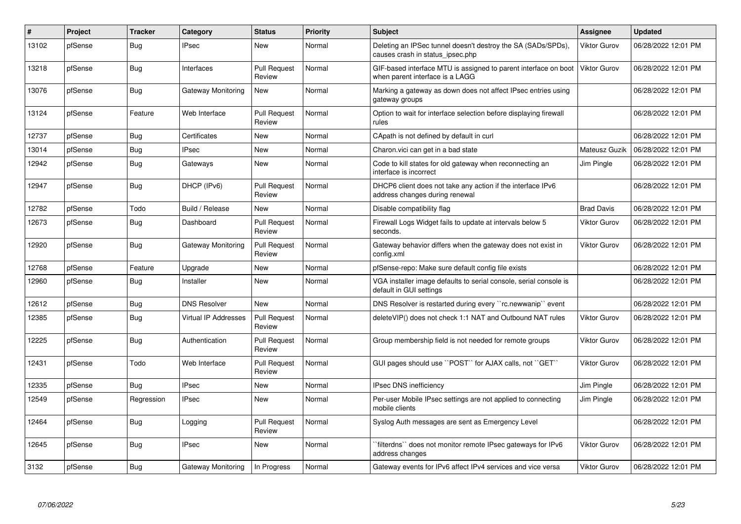| # | Project | Tracker | Category | Status | Priority | Subject | Assignee | Updated |
|---|---|---|---|---|---|---|---|---|
| 13102 | pfSense | Bug | IPsec | New | Normal | Deleting an IPSec tunnel doesn't destroy the SA (SADs/SPDs), causes crash in status_ipsec.php | Viktor Gurov | 06/28/2022 12:01 PM |
| 13218 | pfSense | Bug | Interfaces | Pull Request Review | Normal | GIF-based interface MTU is assigned to parent interface on boot when parent interface is a LAGG | Viktor Gurov | 06/28/2022 12:01 PM |
| 13076 | pfSense | Bug | Gateway Monitoring | New | Normal | Marking a gateway as down does not affect IPsec entries using gateway groups | | 06/28/2022 12:01 PM |
| 13124 | pfSense | Feature | Web Interface | Pull Request Review | Normal | Option to wait for interface selection before displaying firewall rules | | 06/28/2022 12:01 PM |
| 12737 | pfSense | Bug | Certificates | New | Normal | CApath is not defined by default in curl | | 06/28/2022 12:01 PM |
| 13014 | pfSense | Bug | IPsec | New | Normal | Charon.vici can get in a bad state | Mateusz Guzik | 06/28/2022 12:01 PM |
| 12942 | pfSense | Bug | Gateways | New | Normal | Code to kill states for old gateway when reconnecting an interface is incorrect | Jim Pingle | 06/28/2022 12:01 PM |
| 12947 | pfSense | Bug | DHCP (IPv6) | Pull Request Review | Normal | DHCP6 client does not take any action if the interface IPv6 address changes during renewal | | 06/28/2022 12:01 PM |
| 12782 | pfSense | Todo | Build / Release | New | Normal | Disable compatibility flag | Brad Davis | 06/28/2022 12:01 PM |
| 12673 | pfSense | Bug | Dashboard | Pull Request Review | Normal | Firewall Logs Widget fails to update at intervals below 5 seconds. | Viktor Gurov | 06/28/2022 12:01 PM |
| 12920 | pfSense | Bug | Gateway Monitoring | Pull Request Review | Normal | Gateway behavior differs when the gateway does not exist in config.xml | Viktor Gurov | 06/28/2022 12:01 PM |
| 12768 | pfSense | Feature | Upgrade | New | Normal | pfSense-repo: Make sure default config file exists | | 06/28/2022 12:01 PM |
| 12960 | pfSense | Bug | Installer | New | Normal | VGA installer image defaults to serial console, serial console is default in GUI settings | | 06/28/2022 12:01 PM |
| 12612 | pfSense | Bug | DNS Resolver | New | Normal | DNS Resolver is restarted during every ``rc.newwanip`` event | | 06/28/2022 12:01 PM |
| 12385 | pfSense | Bug | Virtual IP Addresses | Pull Request Review | Normal | deleteVIP() does not check 1:1 NAT and Outbound NAT rules | Viktor Gurov | 06/28/2022 12:01 PM |
| 12225 | pfSense | Bug | Authentication | Pull Request Review | Normal | Group membership field is not needed for remote groups | Viktor Gurov | 06/28/2022 12:01 PM |
| 12431 | pfSense | Todo | Web Interface | Pull Request Review | Normal | GUI pages should use ``POST`` for AJAX calls, not ``GET`` | Viktor Gurov | 06/28/2022 12:01 PM |
| 12335 | pfSense | Bug | IPsec | New | Normal | IPsec DNS inefficiency | Jim Pingle | 06/28/2022 12:01 PM |
| 12549 | pfSense | Regression | IPsec | New | Normal | Per-user Mobile IPsec settings are not applied to connecting mobile clients | Jim Pingle | 06/28/2022 12:01 PM |
| 12464 | pfSense | Bug | Logging | Pull Request Review | Normal | Syslog Auth messages are sent as Emergency Level | | 06/28/2022 12:01 PM |
| 12645 | pfSense | Bug | IPsec | New | Normal | ``filterdns`` does not monitor remote IPsec gateways for IPv6 address changes | Viktor Gurov | 06/28/2022 12:01 PM |
| 3132 | pfSense | Bug | Gateway Monitoring | In Progress | Normal | Gateway events for IPv6 affect IPv4 services and vice versa | Viktor Gurov | 06/28/2022 12:01 PM |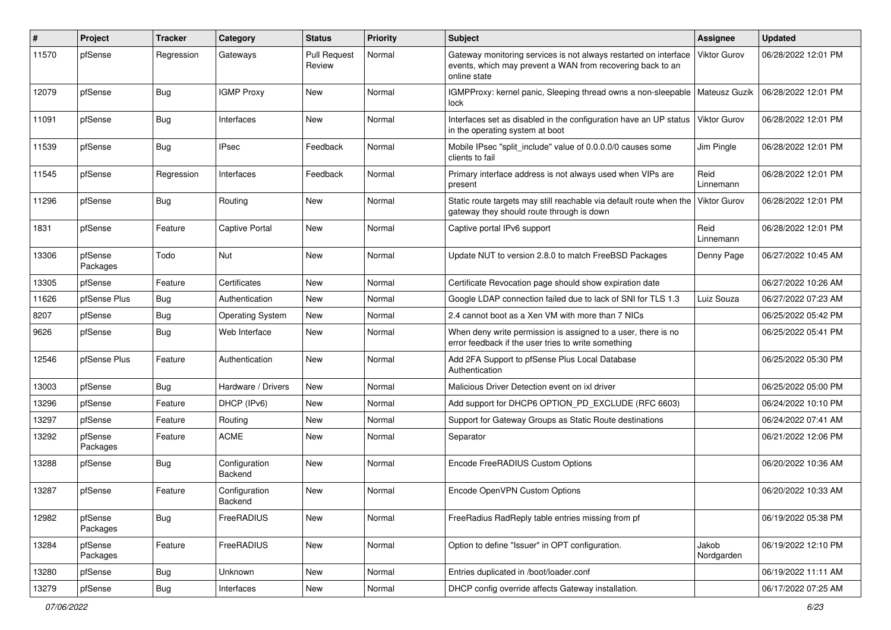| # | Project | Tracker | Category | Status | Priority | Subject | Assignee | Updated |
|---|---|---|---|---|---|---|---|---|
| 11570 | pfSense | Regression | Gateways | Pull Request Review | Normal | Gateway monitoring services is not always restarted on interface events, which may prevent a WAN from recovering back to an online state | Viktor Gurov | 06/28/2022 12:01 PM |
| 12079 | pfSense | Bug | IGMP Proxy | New | Normal | IGMPProxy: kernel panic, Sleeping thread owns a non-sleepable lock | Mateusz Guzik | 06/28/2022 12:01 PM |
| 11091 | pfSense | Bug | Interfaces | New | Normal | Interfaces set as disabled in the configuration have an UP status in the operating system at boot | Viktor Gurov | 06/28/2022 12:01 PM |
| 11539 | pfSense | Bug | IPsec | Feedback | Normal | Mobile IPsec "split_include" value of 0.0.0.0/0 causes some clients to fail | Jim Pingle | 06/28/2022 12:01 PM |
| 11545 | pfSense | Regression | Interfaces | Feedback | Normal | Primary interface address is not always used when VIPs are present | Reid Linnemann | 06/28/2022 12:01 PM |
| 11296 | pfSense | Bug | Routing | New | Normal | Static route targets may still reachable via default route when the gateway they should route through is down | Viktor Gurov | 06/28/2022 12:01 PM |
| 1831 | pfSense | Feature | Captive Portal | New | Normal | Captive portal IPv6 support | Reid Linnemann | 06/28/2022 12:01 PM |
| 13306 | pfSense Packages | Todo | Nut | New | Normal | Update NUT to version 2.8.0 to match FreeBSD Packages | Denny Page | 06/27/2022 10:45 AM |
| 13305 | pfSense | Feature | Certificates | New | Normal | Certificate Revocation page should show expiration date | | 06/27/2022 10:26 AM |
| 11626 | pfSense Plus | Bug | Authentication | New | Normal | Google LDAP connection failed due to lack of SNI for TLS 1.3 | Luiz Souza | 06/27/2022 07:23 AM |
| 8207 | pfSense | Bug | Operating System | New | Normal | 2.4 cannot boot as a Xen VM with more than 7 NICs | | 06/25/2022 05:42 PM |
| 9626 | pfSense | Bug | Web Interface | New | Normal | When deny write permission is assigned to a user, there is no error feedback if the user tries to write something | | 06/25/2022 05:41 PM |
| 12546 | pfSense Plus | Feature | Authentication | New | Normal | Add 2FA Support to pfSense Plus Local Database Authentication | | 06/25/2022 05:30 PM |
| 13003 | pfSense | Bug | Hardware / Drivers | New | Normal | Malicious Driver Detection event on ixl driver | | 06/25/2022 05:00 PM |
| 13296 | pfSense | Feature | DHCP (IPv6) | New | Normal | Add support for DHCP6 OPTION_PD_EXCLUDE (RFC 6603) | | 06/24/2022 10:10 PM |
| 13297 | pfSense | Feature | Routing | New | Normal | Support for Gateway Groups as Static Route destinations | | 06/24/2022 07:41 AM |
| 13292 | pfSense Packages | Feature | ACME | New | Normal | Separator | | 06/21/2022 12:06 PM |
| 13288 | pfSense | Bug | Configuration Backend | New | Normal | Encode FreeRADIUS Custom Options | | 06/20/2022 10:36 AM |
| 13287 | pfSense | Feature | Configuration Backend | New | Normal | Encode OpenVPN Custom Options | | 06/20/2022 10:33 AM |
| 12982 | pfSense Packages | Bug | FreeRADIUS | New | Normal | FreeRadius RadReply table entries missing from pf | | 06/19/2022 05:38 PM |
| 13284 | pfSense Packages | Feature | FreeRADIUS | New | Normal | Option to define "Issuer" in OPT configuration. | Jakob Nordgarden | 06/19/2022 12:10 PM |
| 13280 | pfSense | Bug | Unknown | New | Normal | Entries duplicated in /boot/loader.conf | | 06/19/2022 11:11 AM |
| 13279 | pfSense | Bug | Interfaces | New | Normal | DHCP config override affects Gateway installation. | | 06/17/2022 07:25 AM |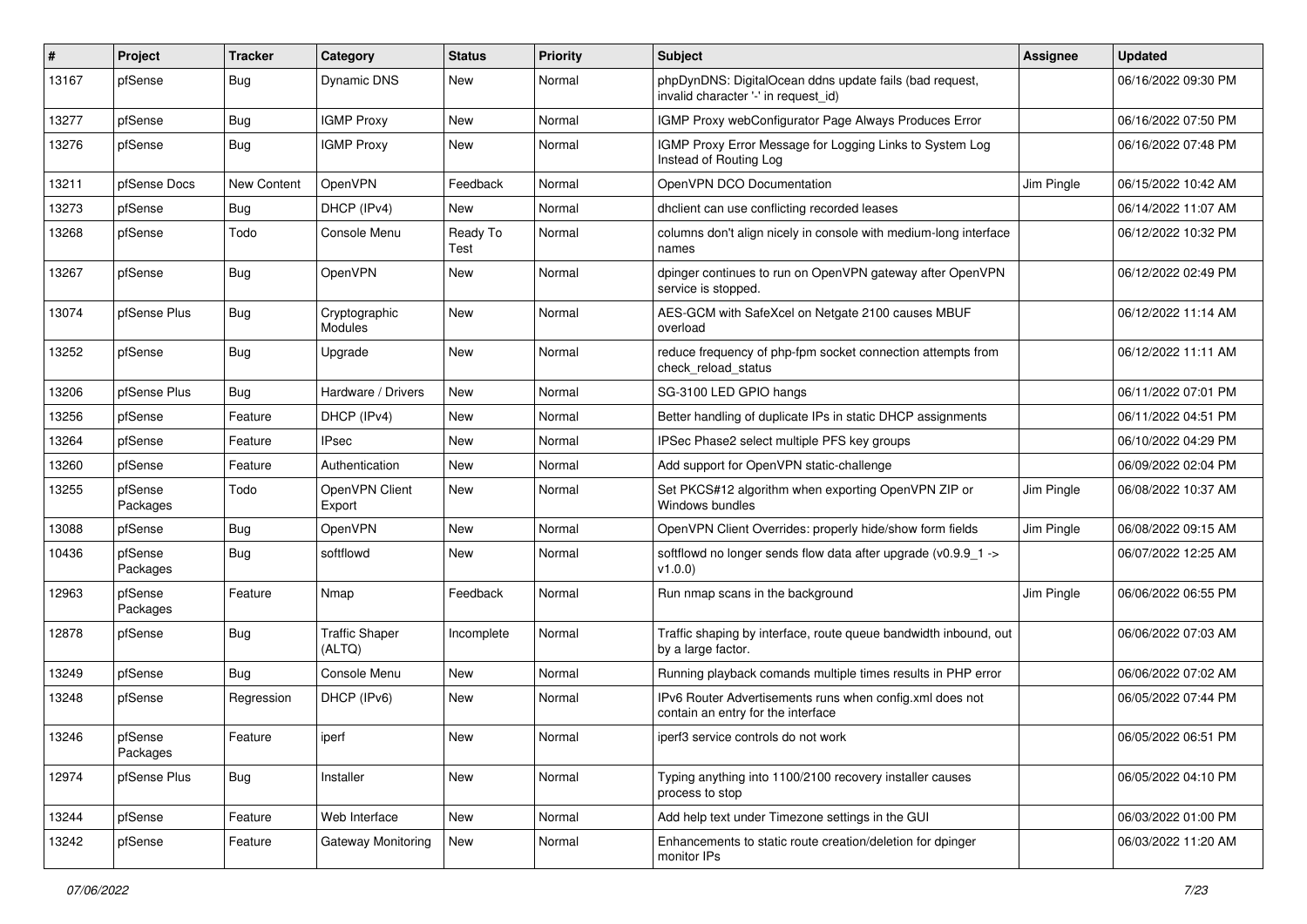| # | Project | Tracker | Category | Status | Priority | Subject | Assignee | Updated |
|---|---|---|---|---|---|---|---|---|
| 13167 | pfSense | Bug | Dynamic DNS | New | Normal | phpDynDNS: DigitalOcean ddns update fails (bad request, invalid character '-' in request_id) | | 06/16/2022 09:30 PM |
| 13277 | pfSense | Bug | IGMP Proxy | New | Normal | IGMP Proxy webConfigurator Page Always Produces Error | | 06/16/2022 07:50 PM |
| 13276 | pfSense | Bug | IGMP Proxy | New | Normal | IGMP Proxy Error Message for Logging Links to System Log Instead of Routing Log | | 06/16/2022 07:48 PM |
| 13211 | pfSense Docs | New Content | OpenVPN | Feedback | Normal | OpenVPN DCO Documentation | Jim Pingle | 06/15/2022 10:42 AM |
| 13273 | pfSense | Bug | DHCP (IPv4) | New | Normal | dhclient can use conflicting recorded leases | | 06/14/2022 11:07 AM |
| 13268 | pfSense | Todo | Console Menu | Ready To Test | Normal | columns don't align nicely in console with medium-long interface names | | 06/12/2022 10:32 PM |
| 13267 | pfSense | Bug | OpenVPN | New | Normal | dpinger continues to run on OpenVPN gateway after OpenVPN service is stopped. | | 06/12/2022 02:49 PM |
| 13074 | pfSense Plus | Bug | Cryptographic Modules | New | Normal | AES-GCM with SafeXcel on Netgate 2100 causes MBUF overload | | 06/12/2022 11:14 AM |
| 13252 | pfSense | Bug | Upgrade | New | Normal | reduce frequency of php-fpm socket connection attempts from check_reload_status | | 06/12/2022 11:11 AM |
| 13206 | pfSense Plus | Bug | Hardware / Drivers | New | Normal | SG-3100 LED GPIO hangs | | 06/11/2022 07:01 PM |
| 13256 | pfSense | Feature | DHCP (IPv4) | New | Normal | Better handling of duplicate IPs in static DHCP assignments | | 06/11/2022 04:51 PM |
| 13264 | pfSense | Feature | IPsec | New | Normal | IPSec Phase2 select multiple PFS key groups | | 06/10/2022 04:29 PM |
| 13260 | pfSense | Feature | Authentication | New | Normal | Add support for OpenVPN static-challenge | | 06/09/2022 02:04 PM |
| 13255 | pfSense Packages | Todo | OpenVPN Client Export | New | Normal | Set PKCS#12 algorithm when exporting OpenVPN ZIP or Windows bundles | Jim Pingle | 06/08/2022 10:37 AM |
| 13088 | pfSense | Bug | OpenVPN | New | Normal | OpenVPN Client Overrides: properly hide/show form fields | Jim Pingle | 06/08/2022 09:15 AM |
| 10436 | pfSense Packages | Bug | softflowd | New | Normal | softflowd no longer sends flow data after upgrade (v0.9.9_1 -> v1.0.0) | | 06/07/2022 12:25 AM |
| 12963 | pfSense Packages | Feature | Nmap | Feedback | Normal | Run nmap scans in the background | Jim Pingle | 06/06/2022 06:55 PM |
| 12878 | pfSense | Bug | Traffic Shaper (ALTQ) | Incomplete | Normal | Traffic shaping by interface, route queue bandwidth inbound, out by a large factor. | | 06/06/2022 07:03 AM |
| 13249 | pfSense | Bug | Console Menu | New | Normal | Running playback comands multiple times results in PHP error | | 06/06/2022 07:02 AM |
| 13248 | pfSense | Regression | DHCP (IPv6) | New | Normal | IPv6 Router Advertisements runs when config.xml does not contain an entry for the interface | | 06/05/2022 07:44 PM |
| 13246 | pfSense Packages | Feature | iperf | New | Normal | iperf3 service controls do not work | | 06/05/2022 06:51 PM |
| 12974 | pfSense Plus | Bug | Installer | New | Normal | Typing anything into 1100/2100 recovery installer causes process to stop | | 06/05/2022 04:10 PM |
| 13244 | pfSense | Feature | Web Interface | New | Normal | Add help text under Timezone settings in the GUI | | 06/03/2022 01:00 PM |
| 13242 | pfSense | Feature | Gateway Monitoring | New | Normal | Enhancements to static route creation/deletion for dpinger monitor IPs | | 06/03/2022 11:20 AM |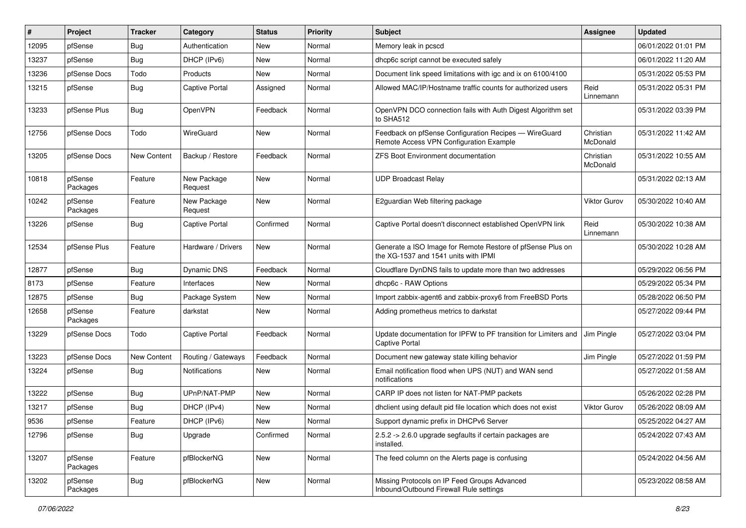| # | Project | Tracker | Category | Status | Priority | Subject | Assignee | Updated |
| --- | --- | --- | --- | --- | --- | --- | --- | --- |
| 12095 | pfSense | Bug | Authentication | New | Normal | Memory leak in pcscd | | 06/01/2022 01:01 PM |
| 13237 | pfSense | Bug | DHCP (IPv6) | New | Normal | dhcp6c script cannot be executed safely | | 06/01/2022 11:20 AM |
| 13236 | pfSense Docs | Todo | Products | New | Normal | Document link speed limitations with igc and ix on 6100/4100 | | 05/31/2022 05:53 PM |
| 13215 | pfSense | Bug | Captive Portal | Assigned | Normal | Allowed MAC/IP/Hostname traffic counts for authorized users | Reid Linnemann | 05/31/2022 05:31 PM |
| 13233 | pfSense Plus | Bug | OpenVPN | Feedback | Normal | OpenVPN DCO connection fails with Auth Digest Algorithm set to SHA512 | | 05/31/2022 03:39 PM |
| 12756 | pfSense Docs | Todo | WireGuard | New | Normal | Feedback on pfSense Configuration Recipes — WireGuard Remote Access VPN Configuration Example | Christian McDonald | 05/31/2022 11:42 AM |
| 13205 | pfSense Docs | New Content | Backup / Restore | Feedback | Normal | ZFS Boot Environment documentation | Christian McDonald | 05/31/2022 10:55 AM |
| 10818 | pfSense Packages | Feature | New Package Request | New | Normal | UDP Broadcast Relay | | 05/31/2022 02:13 AM |
| 10242 | pfSense Packages | Feature | New Package Request | New | Normal | E2guardian Web filtering package | Viktor Gurov | 05/30/2022 10:40 AM |
| 13226 | pfSense | Bug | Captive Portal | Confirmed | Normal | Captive Portal doesn't disconnect established OpenVPN link | Reid Linnemann | 05/30/2022 10:38 AM |
| 12534 | pfSense Plus | Feature | Hardware / Drivers | New | Normal | Generate a ISO Image for Remote Restore of pfSense Plus on the XG-1537 and 1541 units with IPMI | | 05/30/2022 10:28 AM |
| 12877 | pfSense | Bug | Dynamic DNS | Feedback | Normal | Cloudflare DynDNS fails to update more than two addresses | | 05/29/2022 06:56 PM |
| 8173 | pfSense | Feature | Interfaces | New | Normal | dhcp6c - RAW Options | | 05/29/2022 05:34 PM |
| 12875 | pfSense | Bug | Package System | New | Normal | Import zabbix-agent6 and zabbix-proxy6 from FreeBSD Ports | | 05/28/2022 06:50 PM |
| 12658 | pfSense Packages | Feature | darkstat | New | Normal | Adding prometheus metrics to darkstat | | 05/27/2022 09:44 PM |
| 13229 | pfSense Docs | Todo | Captive Portal | Feedback | Normal | Update documentation for IPFW to PF transition for Limiters and Captive Portal | Jim Pingle | 05/27/2022 03:04 PM |
| 13223 | pfSense Docs | New Content | Routing / Gateways | Feedback | Normal | Document new gateway state killing behavior | Jim Pingle | 05/27/2022 01:59 PM |
| 13224 | pfSense | Bug | Notifications | New | Normal | Email notification flood when UPS (NUT) and WAN send notifications | | 05/27/2022 01:58 AM |
| 13222 | pfSense | Bug | UPnP/NAT-PMP | New | Normal | CARP IP does not listen for NAT-PMP packets | | 05/26/2022 02:28 PM |
| 13217 | pfSense | Bug | DHCP (IPv4) | New | Normal | dhclient using default pid file location which does not exist | Viktor Gurov | 05/26/2022 08:09 AM |
| 9536 | pfSense | Feature | DHCP (IPv6) | New | Normal | Support dynamic prefix in DHCPv6 Server | | 05/25/2022 04:27 AM |
| 12796 | pfSense | Bug | Upgrade | Confirmed | Normal | 2.5.2 -> 2.6.0 upgrade segfaults if certain packages are installed. | | 05/24/2022 07:43 AM |
| 13207 | pfSense Packages | Feature | pfBlockerNG | New | Normal | The feed column on the Alerts page is confusing | | 05/24/2022 04:56 AM |
| 13202 | pfSense Packages | Bug | pfBlockerNG | New | Normal | Missing Protocols on IP Feed Groups Advanced Inbound/Outbound Firewall Rule settings | | 05/23/2022 08:58 AM |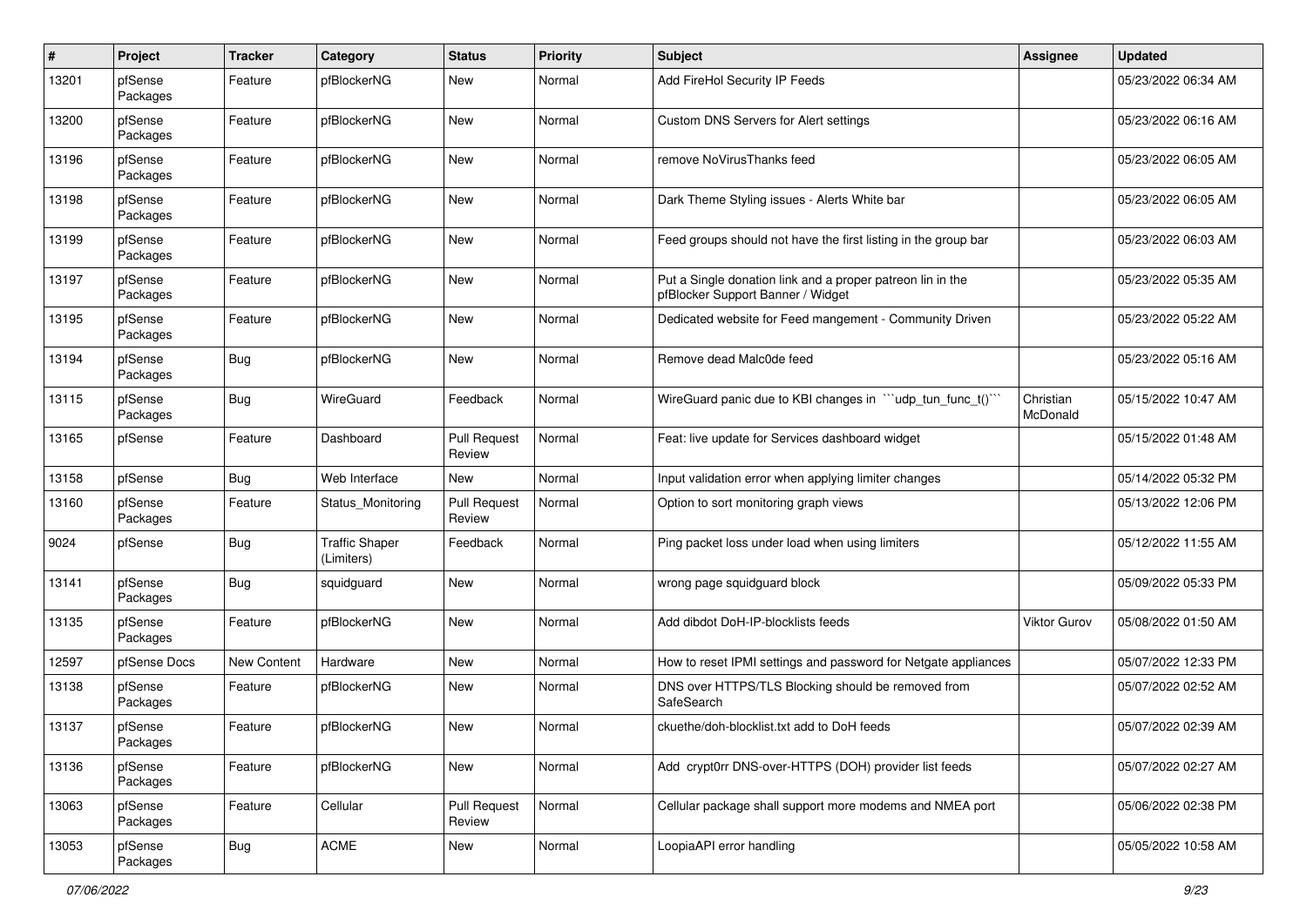| # | Project | Tracker | Category | Status | Priority | Subject | Assignee | Updated |
|---|---|---|---|---|---|---|---|---|
| 13201 | pfSense Packages | Feature | pfBlockerNG | New | Normal | Add FireHol Security IP Feeds | | 05/23/2022 06:34 AM |
| 13200 | pfSense Packages | Feature | pfBlockerNG | New | Normal | Custom DNS Servers for Alert settings | | 05/23/2022 06:16 AM |
| 13196 | pfSense Packages | Feature | pfBlockerNG | New | Normal | remove NoVirusThanks feed | | 05/23/2022 06:05 AM |
| 13198 | pfSense Packages | Feature | pfBlockerNG | New | Normal | Dark Theme Styling issues - Alerts White bar | | 05/23/2022 06:05 AM |
| 13199 | pfSense Packages | Feature | pfBlockerNG | New | Normal | Feed groups should not have the first listing in the group bar | | 05/23/2022 06:03 AM |
| 13197 | pfSense Packages | Feature | pfBlockerNG | New | Normal | Put a Single donation link and a proper patreon lin in the pfBlocker Support Banner / Widget | | 05/23/2022 05:35 AM |
| 13195 | pfSense Packages | Feature | pfBlockerNG | New | Normal | Dedicated website for Feed mangement - Community Driven | | 05/23/2022 05:22 AM |
| 13194 | pfSense Packages | Bug | pfBlockerNG | New | Normal | Remove dead Malc0de feed | | 05/23/2022 05:16 AM |
| 13115 | pfSense Packages | Bug | WireGuard | Feedback | Normal | WireGuard panic due to KBI changes in ```udp_tun_func_t()``` | Christian McDonald | 05/15/2022 10:47 AM |
| 13165 | pfSense | Feature | Dashboard | Pull Request Review | Normal | Feat: live update for Services dashboard widget | | 05/15/2022 01:48 AM |
| 13158 | pfSense | Bug | Web Interface | New | Normal | Input validation error when applying limiter changes | | 05/14/2022 05:32 PM |
| 13160 | pfSense Packages | Feature | Status_Monitoring | Pull Request Review | Normal | Option to sort monitoring graph views | | 05/13/2022 12:06 PM |
| 9024 | pfSense | Bug | Traffic Shaper (Limiters) | Feedback | Normal | Ping packet loss under load when using limiters | | 05/12/2022 11:55 AM |
| 13141 | pfSense Packages | Bug | squidguard | New | Normal | wrong page squidguard block | | 05/09/2022 05:33 PM |
| 13135 | pfSense Packages | Feature | pfBlockerNG | New | Normal | Add dibdot DoH-IP-blocklists feeds | Viktor Gurov | 05/08/2022 01:50 AM |
| 12597 | pfSense Docs | New Content | Hardware | New | Normal | How to reset IPMI settings and password for Netgate appliances | | 05/07/2022 12:33 PM |
| 13138 | pfSense Packages | Feature | pfBlockerNG | New | Normal | DNS over HTTPS/TLS Blocking should be removed from SafeSearch | | 05/07/2022 02:52 AM |
| 13137 | pfSense Packages | Feature | pfBlockerNG | New | Normal | ckuethe/doh-blocklist.txt add to DoH feeds | | 05/07/2022 02:39 AM |
| 13136 | pfSense Packages | Feature | pfBlockerNG | New | Normal | Add crypt0rr DNS-over-HTTPS (DOH) provider list feeds | | 05/07/2022 02:27 AM |
| 13063 | pfSense Packages | Feature | Cellular | Pull Request Review | Normal | Cellular package shall support more modems and NMEA port | | 05/06/2022 02:38 PM |
| 13053 | pfSense Packages | Bug | ACME | New | Normal | LoopiaAPI error handling | | 05/05/2022 10:58 AM |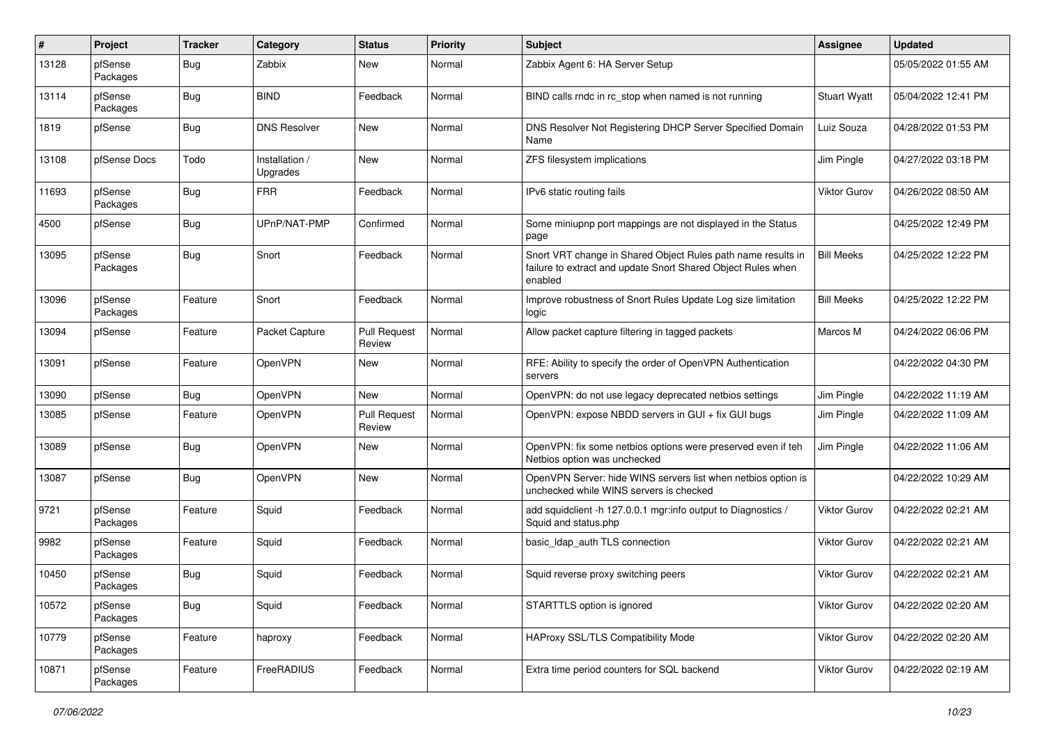| # | Project | Tracker | Category | Status | Priority | Subject | Assignee | Updated |
|---|---|---|---|---|---|---|---|---|
| 13128 | pfSense Packages | Bug | Zabbix | New | Normal | Zabbix Agent 6: HA Server Setup | | 05/05/2022 01:55 AM |
| 13114 | pfSense Packages | Bug | BIND | Feedback | Normal | BIND calls rndc in rc_stop when named is not running | Stuart Wyatt | 05/04/2022 12:41 PM |
| 1819 | pfSense | Bug | DNS Resolver | New | Normal | DNS Resolver Not Registering DHCP Server Specified Domain Name | Luiz Souza | 04/28/2022 01:53 PM |
| 13108 | pfSense Docs | Todo | Installation / Upgrades | New | Normal | ZFS filesystem implications | Jim Pingle | 04/27/2022 03:18 PM |
| 11693 | pfSense Packages | Bug | FRR | Feedback | Normal | IPv6 static routing fails | Viktor Gurov | 04/26/2022 08:50 AM |
| 4500 | pfSense | Bug | UPnP/NAT-PMP | Confirmed | Normal | Some miniupnp port mappings are not displayed in the Status page | | 04/25/2022 12:49 PM |
| 13095 | pfSense Packages | Bug | Snort | Feedback | Normal | Snort VRT change in Shared Object Rules path name results in failure to extract and update Snort Shared Object Rules when enabled | Bill Meeks | 04/25/2022 12:22 PM |
| 13096 | pfSense Packages | Feature | Snort | Feedback | Normal | Improve robustness of Snort Rules Update Log size limitation logic | Bill Meeks | 04/25/2022 12:22 PM |
| 13094 | pfSense | Feature | Packet Capture | Pull Request Review | Normal | Allow packet capture filtering in tagged packets | Marcos M | 04/24/2022 06:06 PM |
| 13091 | pfSense | Feature | OpenVPN | New | Normal | RFE: Ability to specify the order of OpenVPN Authentication servers | | 04/22/2022 04:30 PM |
| 13090 | pfSense | Bug | OpenVPN | New | Normal | OpenVPN: do not use legacy deprecated netbios settings | Jim Pingle | 04/22/2022 11:19 AM |
| 13085 | pfSense | Feature | OpenVPN | Pull Request Review | Normal | OpenVPN: expose NBDD servers in GUI + fix GUI bugs | Jim Pingle | 04/22/2022 11:09 AM |
| 13089 | pfSense | Bug | OpenVPN | New | Normal | OpenVPN: fix some netbios options were preserved even if teh Netbios option was unchecked | Jim Pingle | 04/22/2022 11:06 AM |
| 13087 | pfSense | Bug | OpenVPN | New | Normal | OpenVPN Server: hide WINS servers list when netbios option is unchecked while WINS servers is checked | | 04/22/2022 10:29 AM |
| 9721 | pfSense Packages | Feature | Squid | Feedback | Normal | add squidclient -h 127.0.0.1 mgr:info output to Diagnostics / Squid and status.php | Viktor Gurov | 04/22/2022 02:21 AM |
| 9982 | pfSense Packages | Feature | Squid | Feedback | Normal | basic_ldap_auth TLS connection | Viktor Gurov | 04/22/2022 02:21 AM |
| 10450 | pfSense Packages | Bug | Squid | Feedback | Normal | Squid reverse proxy switching peers | Viktor Gurov | 04/22/2022 02:21 AM |
| 10572 | pfSense Packages | Bug | Squid | Feedback | Normal | STARTTLS option is ignored | Viktor Gurov | 04/22/2022 02:20 AM |
| 10779 | pfSense Packages | Feature | haproxy | Feedback | Normal | HAProxy SSL/TLS Compatibility Mode | Viktor Gurov | 04/22/2022 02:20 AM |
| 10871 | pfSense Packages | Feature | FreeRADIUS | Feedback | Normal | Extra time period counters for SQL backend | Viktor Gurov | 04/22/2022 02:19 AM |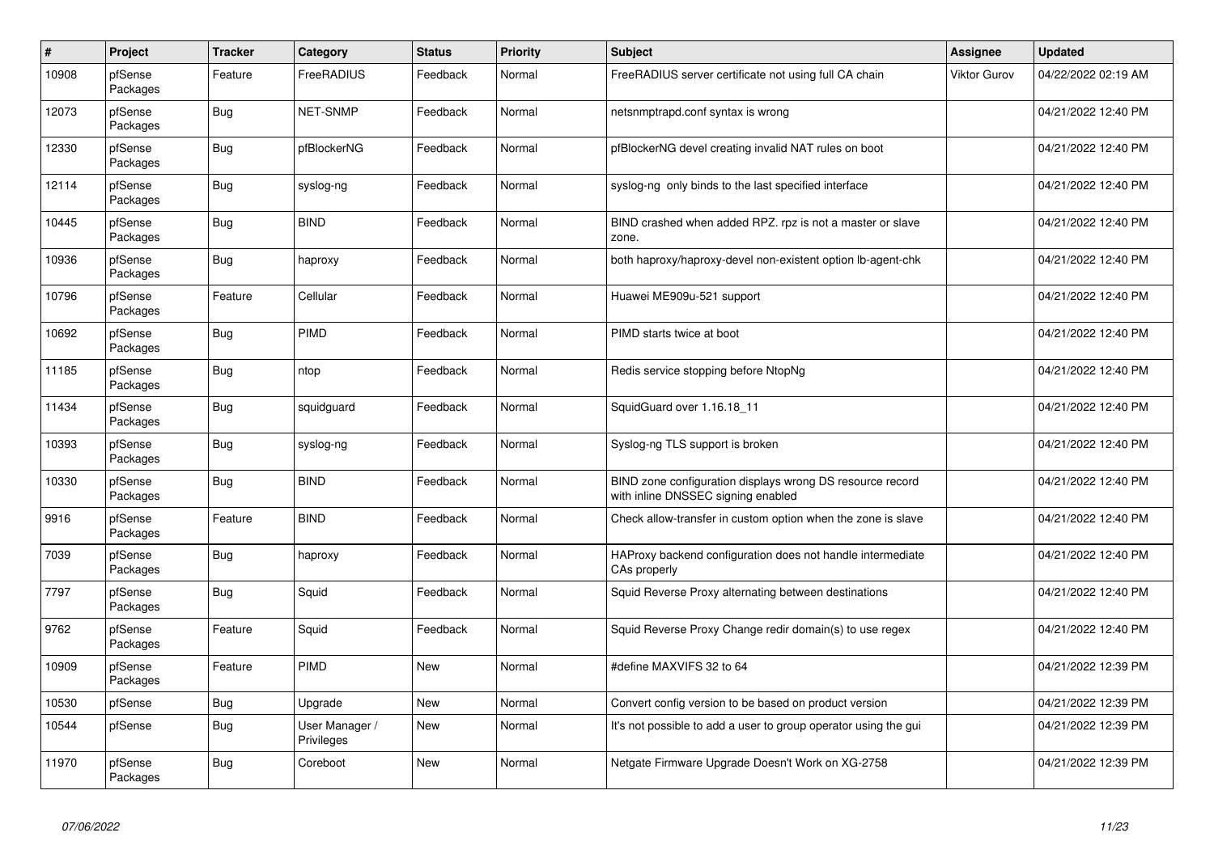| # | Project | Tracker | Category | Status | Priority | Subject | Assignee | Updated |
|---|---|---|---|---|---|---|---|---|
| 10908 | pfSense Packages | Feature | FreeRADIUS | Feedback | Normal | FreeRADIUS server certificate not using full CA chain | Viktor Gurov | 04/22/2022 02:19 AM |
| 12073 | pfSense Packages | Bug | NET-SNMP | Feedback | Normal | netsnmptrapd.conf syntax is wrong | | 04/21/2022 12:40 PM |
| 12330 | pfSense Packages | Bug | pfBlockerNG | Feedback | Normal | pfBlockerNG devel creating invalid NAT rules on boot | | 04/21/2022 12:40 PM |
| 12114 | pfSense Packages | Bug | syslog-ng | Feedback | Normal | syslog-ng only binds to the last specified interface | | 04/21/2022 12:40 PM |
| 10445 | pfSense Packages | Bug | BIND | Feedback | Normal | BIND crashed when added RPZ. rpz is not a master or slave zone. | | 04/21/2022 12:40 PM |
| 10936 | pfSense Packages | Bug | haproxy | Feedback | Normal | both haproxy/haproxy-devel non-existent option lb-agent-chk | | 04/21/2022 12:40 PM |
| 10796 | pfSense Packages | Feature | Cellular | Feedback | Normal | Huawei ME909u-521 support | | 04/21/2022 12:40 PM |
| 10692 | pfSense Packages | Bug | PIMD | Feedback | Normal | PIMD starts twice at boot | | 04/21/2022 12:40 PM |
| 11185 | pfSense Packages | Bug | ntop | Feedback | Normal | Redis service stopping before NtopNg | | 04/21/2022 12:40 PM |
| 11434 | pfSense Packages | Bug | squidguard | Feedback | Normal | SquidGuard over 1.16.18_11 | | 04/21/2022 12:40 PM |
| 10393 | pfSense Packages | Bug | syslog-ng | Feedback | Normal | Syslog-ng TLS support is broken | | 04/21/2022 12:40 PM |
| 10330 | pfSense Packages | Bug | BIND | Feedback | Normal | BIND zone configuration displays wrong DS resource record with inline DNSSEC signing enabled | | 04/21/2022 12:40 PM |
| 9916 | pfSense Packages | Feature | BIND | Feedback | Normal | Check allow-transfer in custom option when the zone is slave | | 04/21/2022 12:40 PM |
| 7039 | pfSense Packages | Bug | haproxy | Feedback | Normal | HAProxy backend configuration does not handle intermediate CAs properly | | 04/21/2022 12:40 PM |
| 7797 | pfSense Packages | Bug | Squid | Feedback | Normal | Squid Reverse Proxy alternating between destinations | | 04/21/2022 12:40 PM |
| 9762 | pfSense Packages | Feature | Squid | Feedback | Normal | Squid Reverse Proxy Change redir domain(s) to use regex | | 04/21/2022 12:40 PM |
| 10909 | pfSense Packages | Feature | PIMD | New | Normal | #define MAXVIFS 32 to 64 | | 04/21/2022 12:39 PM |
| 10530 | pfSense | Bug | Upgrade | New | Normal | Convert config version to be based on product version | | 04/21/2022 12:39 PM |
| 10544 | pfSense | Bug | User Manager / Privileges | New | Normal | It's not possible to add a user to group operator using the gui | | 04/21/2022 12:39 PM |
| 11970 | pfSense Packages | Bug | Coreboot | New | Normal | Netgate Firmware Upgrade Doesn't Work on XG-2758 | | 04/21/2022 12:39 PM |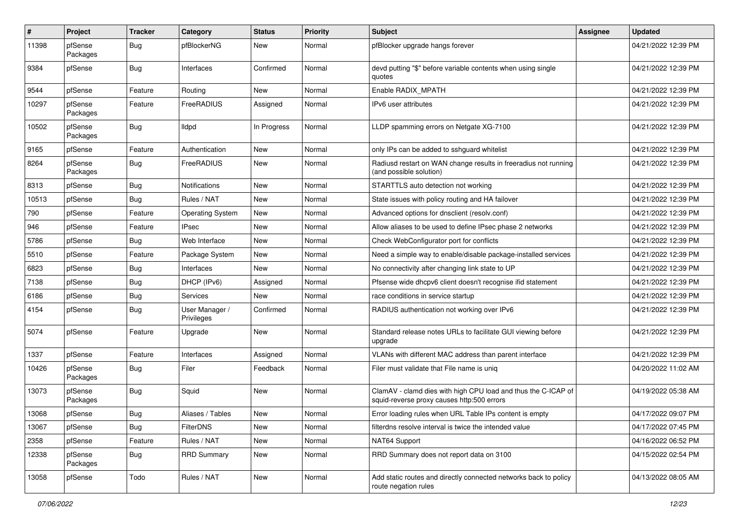| # | Project | Tracker | Category | Status | Priority | Subject | Assignee | Updated |
|---|---|---|---|---|---|---|---|---|
| 11398 | pfSense Packages | Bug | pfBlockerNG | New | Normal | pfBlocker upgrade hangs forever | | 04/21/2022 12:39 PM |
| 9384 | pfSense | Bug | Interfaces | Confirmed | Normal | devd putting "$" before variable contents when using single quotes | | 04/21/2022 12:39 PM |
| 9544 | pfSense | Feature | Routing | New | Normal | Enable RADIX_MPATH | | 04/21/2022 12:39 PM |
| 10297 | pfSense Packages | Feature | FreeRADIUS | Assigned | Normal | IPv6 user attributes | | 04/21/2022 12:39 PM |
| 10502 | pfSense Packages | Bug | lldpd | In Progress | Normal | LLDP spamming errors on Netgate XG-7100 | | 04/21/2022 12:39 PM |
| 9165 | pfSense | Feature | Authentication | New | Normal | only IPs can be added to sshguard whitelist | | 04/21/2022 12:39 PM |
| 8264 | pfSense Packages | Bug | FreeRADIUS | New | Normal | Radiusd restart on WAN change results in freeradius not running (and possible solution) | | 04/21/2022 12:39 PM |
| 8313 | pfSense | Bug | Notifications | New | Normal | STARTTLS auto detection not working | | 04/21/2022 12:39 PM |
| 10513 | pfSense | Bug | Rules / NAT | New | Normal | State issues with policy routing and HA failover | | 04/21/2022 12:39 PM |
| 790 | pfSense | Feature | Operating System | New | Normal | Advanced options for dnsclient (resolv.conf) | | 04/21/2022 12:39 PM |
| 946 | pfSense | Feature | IPsec | New | Normal | Allow aliases to be used to define IPsec phase 2 networks | | 04/21/2022 12:39 PM |
| 5786 | pfSense | Bug | Web Interface | New | Normal | Check WebConfigurator port for conflicts | | 04/21/2022 12:39 PM |
| 5510 | pfSense | Feature | Package System | New | Normal | Need a simple way to enable/disable package-installed services | | 04/21/2022 12:39 PM |
| 6823 | pfSense | Bug | Interfaces | New | Normal | No connectivity after changing link state to UP | | 04/21/2022 12:39 PM |
| 7138 | pfSense | Bug | DHCP (IPv6) | Assigned | Normal | Pfsense wide dhcpv6 client doesn't recognise ifid statement | | 04/21/2022 12:39 PM |
| 6186 | pfSense | Bug | Services | New | Normal | race conditions in service startup | | 04/21/2022 12:39 PM |
| 4154 | pfSense | Bug | User Manager / Privileges | Confirmed | Normal | RADIUS authentication not working over IPv6 | | 04/21/2022 12:39 PM |
| 5074 | pfSense | Feature | Upgrade | New | Normal | Standard release notes URLs to facilitate GUI viewing before upgrade | | 04/21/2022 12:39 PM |
| 1337 | pfSense | Feature | Interfaces | Assigned | Normal | VLANs with different MAC address than parent interface | | 04/21/2022 12:39 PM |
| 10426 | pfSense Packages | Bug | Filer | Feedback | Normal | Filer must validate that File name is uniq | | 04/20/2022 11:02 AM |
| 13073 | pfSense Packages | Bug | Squid | New | Normal | ClamAV - clamd dies with high CPU load and thus the C-ICAP of squid-reverse proxy causes http:500 errors | | 04/19/2022 05:38 AM |
| 13068 | pfSense | Bug | Aliases / Tables | New | Normal | Error loading rules when URL Table IPs content is empty | | 04/17/2022 09:07 PM |
| 13067 | pfSense | Bug | FilterDNS | New | Normal | filterdns resolve interval is twice the intended value | | 04/17/2022 07:45 PM |
| 2358 | pfSense | Feature | Rules / NAT | New | Normal | NAT64 Support | | 04/16/2022 06:52 PM |
| 12338 | pfSense Packages | Bug | RRD Summary | New | Normal | RRD Summary does not report data on 3100 | | 04/15/2022 02:54 PM |
| 13058 | pfSense | Todo | Rules / NAT | New | Normal | Add static routes and directly connected networks back to policy route negation rules | | 04/13/2022 08:05 AM |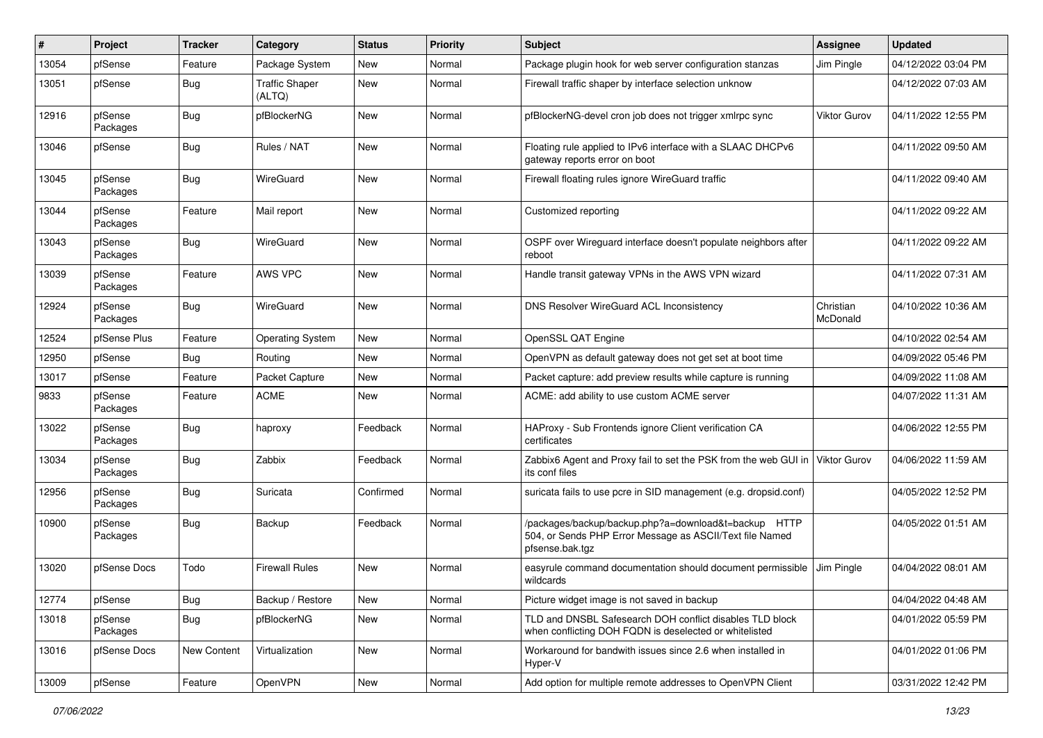| # | Project | Tracker | Category | Status | Priority | Subject | Assignee | Updated |
|---|---|---|---|---|---|---|---|---|
| 13054 | pfSense | Feature | Package System | New | Normal | Package plugin hook for web server configuration stanzas | Jim Pingle | 04/12/2022 03:04 PM |
| 13051 | pfSense | Bug | Traffic Shaper (ALTQ) | New | Normal | Firewall traffic shaper by interface selection unknow | | 04/12/2022 07:03 AM |
| 12916 | pfSense Packages | Bug | pfBlockerNG | New | Normal | pfBlockerNG-devel cron job does not trigger xmlrpc sync | Viktor Gurov | 04/11/2022 12:55 PM |
| 13046 | pfSense | Bug | Rules / NAT | New | Normal | Floating rule applied to IPv6 interface with a SLAAC DHCPv6 gateway reports error on boot | | 04/11/2022 09:50 AM |
| 13045 | pfSense Packages | Bug | WireGuard | New | Normal | Firewall floating rules ignore WireGuard traffic | | 04/11/2022 09:40 AM |
| 13044 | pfSense Packages | Feature | Mail report | New | Normal | Customized reporting | | 04/11/2022 09:22 AM |
| 13043 | pfSense Packages | Bug | WireGuard | New | Normal | OSPF over Wireguard interface doesn't populate neighbors after reboot | | 04/11/2022 09:22 AM |
| 13039 | pfSense Packages | Feature | AWS VPC | New | Normal | Handle transit gateway VPNs in the AWS VPN wizard | | 04/11/2022 07:31 AM |
| 12924 | pfSense Packages | Bug | WireGuard | New | Normal | DNS Resolver WireGuard ACL Inconsistency | Christian McDonald | 04/10/2022 10:36 AM |
| 12524 | pfSense Plus | Feature | Operating System | New | Normal | OpenSSL QAT Engine | | 04/10/2022 02:54 AM |
| 12950 | pfSense | Bug | Routing | New | Normal | OpenVPN as default gateway does not get set at boot time | | 04/09/2022 05:46 PM |
| 13017 | pfSense | Feature | Packet Capture | New | Normal | Packet capture: add preview results while capture is running | | 04/09/2022 11:08 AM |
| 9833 | pfSense Packages | Feature | ACME | New | Normal | ACME: add ability to use custom ACME server | | 04/07/2022 11:31 AM |
| 13022 | pfSense Packages | Bug | haproxy | Feedback | Normal | HAProxy - Sub Frontends ignore Client verification CA certificates | | 04/06/2022 12:55 PM |
| 13034 | pfSense Packages | Bug | Zabbix | Feedback | Normal | Zabbix6 Agent and Proxy fail to set the PSK from the web GUI in its conf files | Viktor Gurov | 04/06/2022 11:59 AM |
| 12956 | pfSense Packages | Bug | Suricata | Confirmed | Normal | suricata fails to use pcre in SID management (e.g. dropsid.conf) | | 04/05/2022 12:52 PM |
| 10900 | pfSense Packages | Bug | Backup | Feedback | Normal | /packages/backup/backup.php?a=download&t=backup HTTP 504, or Sends PHP Error Message as ASCII/Text file Named pfsense.bak.tgz | | 04/05/2022 01:51 AM |
| 13020 | pfSense Docs | Todo | Firewall Rules | New | Normal | easyrule command documentation should document permissible wildcards | Jim Pingle | 04/04/2022 08:01 AM |
| 12774 | pfSense | Bug | Backup / Restore | New | Normal | Picture widget image is not saved in backup | | 04/04/2022 04:48 AM |
| 13018 | pfSense Packages | Bug | pfBlockerNG | New | Normal | TLD and DNSBL Safesearch DOH conflict disables TLD block when conflicting DOH FQDN is deselected or whitelisted | | 04/01/2022 05:59 PM |
| 13016 | pfSense Docs | New Content | Virtualization | New | Normal | Workaround for bandwith issues since 2.6 when installed in Hyper-V | | 04/01/2022 01:06 PM |
| 13009 | pfSense | Feature | OpenVPN | New | Normal | Add option for multiple remote addresses to OpenVPN Client | | 03/31/2022 12:42 PM |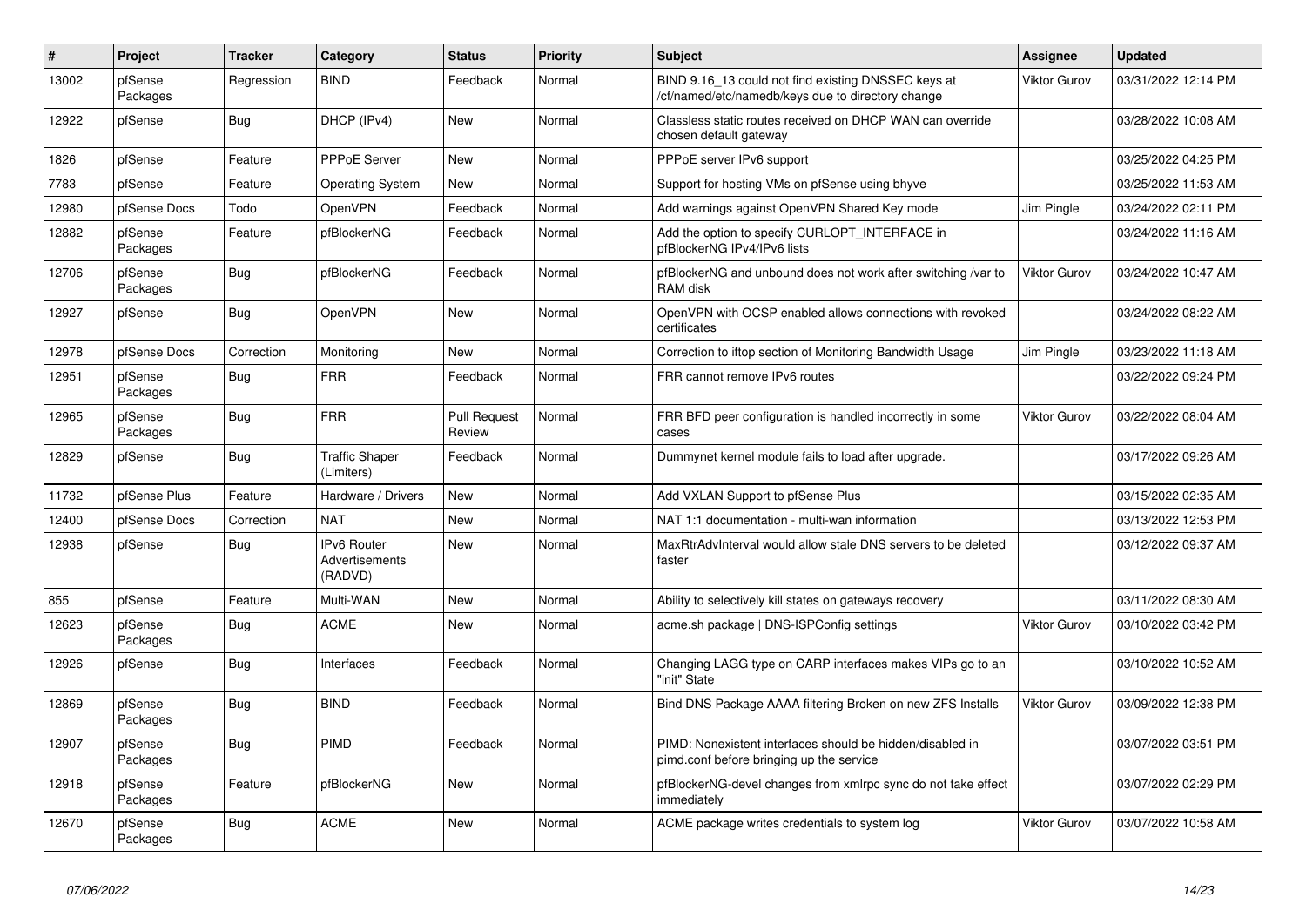| # | Project | Tracker | Category | Status | Priority | Subject | Assignee | Updated |
|---|---|---|---|---|---|---|---|---|
| 13002 | pfSense Packages | Regression | BIND | Feedback | Normal | BIND 9.16_13 could not find existing DNSSEC keys at /cf/named/etc/namedb/keys due to directory change | Viktor Gurov | 03/31/2022 12:14 PM |
| 12922 | pfSense | Bug | DHCP (IPv4) | New | Normal | Classless static routes received on DHCP WAN can override chosen default gateway | | 03/28/2022 10:08 AM |
| 1826 | pfSense | Feature | PPPoE Server | New | Normal | PPPoE server IPv6 support | | 03/25/2022 04:25 PM |
| 7783 | pfSense | Feature | Operating System | New | Normal | Support for hosting VMs on pfSense using bhyve | | 03/25/2022 11:53 AM |
| 12980 | pfSense Docs | Todo | OpenVPN | Feedback | Normal | Add warnings against OpenVPN Shared Key mode | Jim Pingle | 03/24/2022 02:11 PM |
| 12882 | pfSense Packages | Feature | pfBlockerNG | Feedback | Normal | Add the option to specify CURLOPT_INTERFACE in pfBlockerNG IPv4/IPv6 lists | | 03/24/2022 11:16 AM |
| 12706 | pfSense Packages | Bug | pfBlockerNG | Feedback | Normal | pfBlockerNG and unbound does not work after switching /var to RAM disk | Viktor Gurov | 03/24/2022 10:47 AM |
| 12927 | pfSense | Bug | OpenVPN | New | Normal | OpenVPN with OCSP enabled allows connections with revoked certificates | | 03/24/2022 08:22 AM |
| 12978 | pfSense Docs | Correction | Monitoring | New | Normal | Correction to iftop section of Monitoring Bandwidth Usage | Jim Pingle | 03/23/2022 11:18 AM |
| 12951 | pfSense Packages | Bug | FRR | Feedback | Normal | FRR cannot remove IPv6 routes | | 03/22/2022 09:24 PM |
| 12965 | pfSense Packages | Bug | FRR | Pull Request Review | Normal | FRR BFD peer configuration is handled incorrectly in some cases | Viktor Gurov | 03/22/2022 08:04 AM |
| 12829 | pfSense | Bug | Traffic Shaper (Limiters) | Feedback | Normal | Dummynet kernel module fails to load after upgrade. | | 03/17/2022 09:26 AM |
| 11732 | pfSense Plus | Feature | Hardware / Drivers | New | Normal | Add VXLAN Support to pfSense Plus | | 03/15/2022 02:35 AM |
| 12400 | pfSense Docs | Correction | NAT | New | Normal | NAT 1:1 documentation - multi-wan information | | 03/13/2022 12:53 PM |
| 12938 | pfSense | Bug | IPv6 Router Advertisements (RADVD) | New | Normal | MaxRtrAdvInterval would allow stale DNS servers to be deleted faster | | 03/12/2022 09:37 AM |
| 855 | pfSense | Feature | Multi-WAN | New | Normal | Ability to selectively kill states on gateways recovery | | 03/11/2022 08:30 AM |
| 12623 | pfSense Packages | Bug | ACME | New | Normal | acme.sh package \| DNS-ISPConfig settings | Viktor Gurov | 03/10/2022 03:42 PM |
| 12926 | pfSense | Bug | Interfaces | Feedback | Normal | Changing LAGG type on CARP interfaces makes VIPs go to an "init" State | | 03/10/2022 10:52 AM |
| 12869 | pfSense Packages | Bug | BIND | Feedback | Normal | Bind DNS Package AAAA filtering Broken on new ZFS Installs | Viktor Gurov | 03/09/2022 12:38 PM |
| 12907 | pfSense Packages | Bug | PIMD | Feedback | Normal | PIMD: Nonexistent interfaces should be hidden/disabled in pimd.conf before bringing up the service | | 03/07/2022 03:51 PM |
| 12918 | pfSense Packages | Feature | pfBlockerNG | New | Normal | pfBlockerNG-devel changes from xmlrpc sync do not take effect immediately | | 03/07/2022 02:29 PM |
| 12670 | pfSense Packages | Bug | ACME | New | Normal | ACME package writes credentials to system log | Viktor Gurov | 03/07/2022 10:58 AM |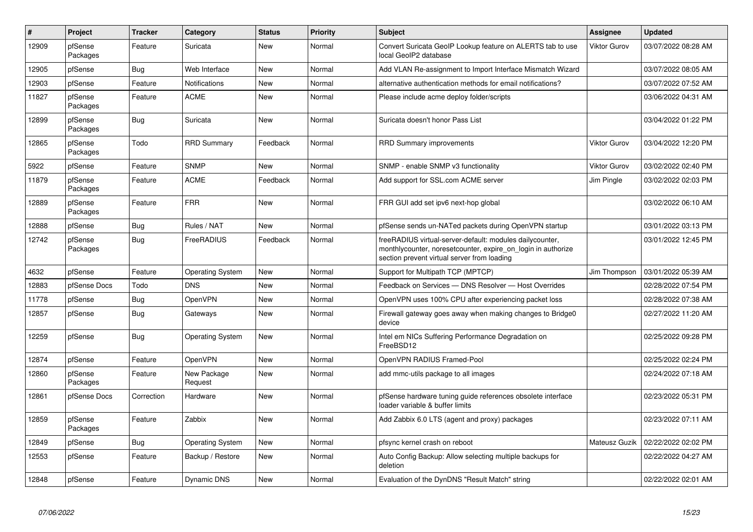| # | Project | Tracker | Category | Status | Priority | Subject | Assignee | Updated |
|---|---|---|---|---|---|---|---|---|
| 12909 | pfSense Packages | Feature | Suricata | New | Normal | Convert Suricata GeoIP Lookup feature on ALERTS tab to use local GeoIP2 database | Viktor Gurov | 03/07/2022 08:28 AM |
| 12905 | pfSense | Bug | Web Interface | New | Normal | Add VLAN Re-assignment to Import Interface Mismatch Wizard | | 03/07/2022 08:05 AM |
| 12903 | pfSense | Feature | Notifications | New | Normal | alternative authentication methods for email notifications? | | 03/07/2022 07:52 AM |
| 11827 | pfSense Packages | Feature | ACME | New | Normal | Please include acme deploy folder/scripts | | 03/06/2022 04:31 AM |
| 12899 | pfSense Packages | Bug | Suricata | New | Normal | Suricata doesn't honor Pass List | | 03/04/2022 01:22 PM |
| 12865 | pfSense Packages | Todo | RRD Summary | Feedback | Normal | RRD Summary improvements | Viktor Gurov | 03/04/2022 12:20 PM |
| 5922 | pfSense | Feature | SNMP | New | Normal | SNMP - enable SNMP v3 functionality | Viktor Gurov | 03/02/2022 02:40 PM |
| 11879 | pfSense Packages | Feature | ACME | Feedback | Normal | Add support for SSL.com ACME server | Jim Pingle | 03/02/2022 02:03 PM |
| 12889 | pfSense Packages | Feature | FRR | New | Normal | FRR GUI add set ipv6 next-hop global | | 03/02/2022 06:10 AM |
| 12888 | pfSense | Bug | Rules / NAT | New | Normal | pfSense sends un-NATed packets during OpenVPN startup | | 03/01/2022 03:13 PM |
| 12742 | pfSense Packages | Bug | FreeRADIUS | Feedback | Normal | freeRADIUS virtual-server-default: modules dailycounter, monthlycounter, noresetcounter, expire_on_login in authorize section prevent virtual server from loading | | 03/01/2022 12:45 PM |
| 4632 | pfSense | Feature | Operating System | New | Normal | Support for Multipath TCP (MPTCP) | Jim Thompson | 03/01/2022 05:39 AM |
| 12883 | pfSense Docs | Todo | DNS | New | Normal | Feedback on Services — DNS Resolver — Host Overrides | | 02/28/2022 07:54 PM |
| 11778 | pfSense | Bug | OpenVPN | New | Normal | OpenVPN uses 100% CPU after experiencing packet loss | | 02/28/2022 07:38 AM |
| 12857 | pfSense | Bug | Gateways | New | Normal | Firewall gateway goes away when making changes to Bridge0 device | | 02/27/2022 11:20 AM |
| 12259 | pfSense | Bug | Operating System | New | Normal | Intel em NICs Suffering Performance Degradation on FreeBSD12 | | 02/25/2022 09:28 PM |
| 12874 | pfSense | Feature | OpenVPN | New | Normal | OpenVPN RADIUS Framed-Pool | | 02/25/2022 02:24 PM |
| 12860 | pfSense Packages | Feature | New Package Request | New | Normal | add mmc-utils package to all images | | 02/24/2022 07:18 AM |
| 12861 | pfSense Docs | Correction | Hardware | New | Normal | pfSense hardware tuning guide references obsolete interface loader variable & buffer limits | | 02/23/2022 05:31 PM |
| 12859 | pfSense Packages | Feature | Zabbix | New | Normal | Add Zabbix 6.0 LTS (agent and proxy) packages | | 02/23/2022 07:11 AM |
| 12849 | pfSense | Bug | Operating System | New | Normal | pfsync kernel crash on reboot | Mateusz Guzik | 02/22/2022 02:02 PM |
| 12553 | pfSense | Feature | Backup / Restore | New | Normal | Auto Config Backup: Allow selecting multiple backups for deletion | | 02/22/2022 04:27 AM |
| 12848 | pfSense | Feature | Dynamic DNS | New | Normal | Evaluation of the DynDNS "Result Match" string | | 02/22/2022 02:01 AM |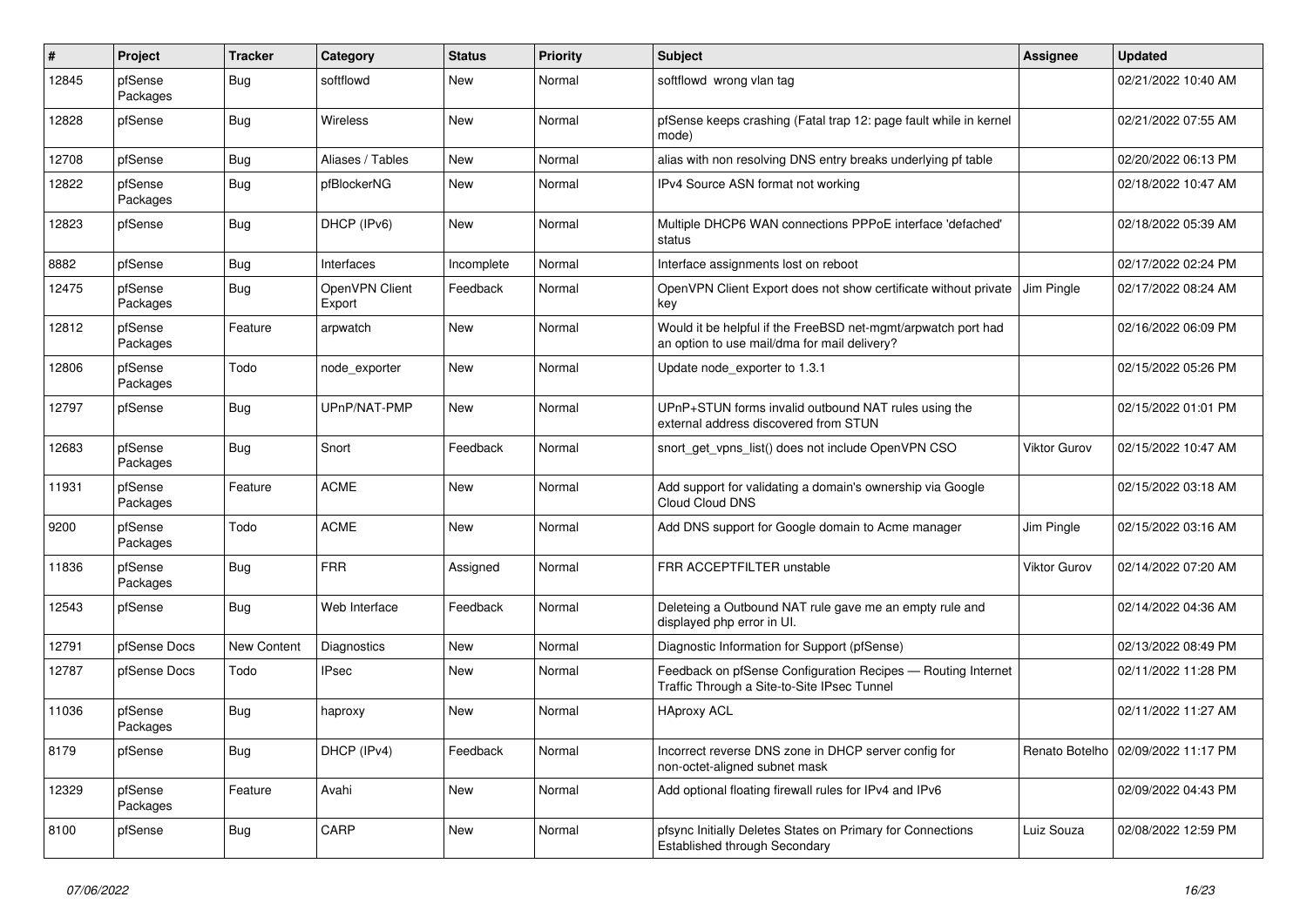| # | Project | Tracker | Category | Status | Priority | Subject | Assignee | Updated |
|---|---|---|---|---|---|---|---|---|
| 12845 | pfSense Packages | Bug | softflowd | New | Normal | softflowd wrong vlan tag | | 02/21/2022 10:40 AM |
| 12828 | pfSense | Bug | Wireless | New | Normal | pfSense keeps crashing (Fatal trap 12: page fault while in kernel mode) | | 02/21/2022 07:55 AM |
| 12708 | pfSense | Bug | Aliases / Tables | New | Normal | alias with non resolving DNS entry breaks underlying pf table | | 02/20/2022 06:13 PM |
| 12822 | pfSense Packages | Bug | pfBlockerNG | New | Normal | IPv4 Source ASN format not working | | 02/18/2022 10:47 AM |
| 12823 | pfSense | Bug | DHCP (IPv6) | New | Normal | Multiple DHCP6 WAN connections PPPoE interface 'defached' status | | 02/18/2022 05:39 AM |
| 8882 | pfSense | Bug | Interfaces | Incomplete | Normal | Interface assignments lost on reboot | | 02/17/2022 02:24 PM |
| 12475 | pfSense Packages | Bug | OpenVPN Client Export | Feedback | Normal | OpenVPN Client Export does not show certificate without private key | Jim Pingle | 02/17/2022 08:24 AM |
| 12812 | pfSense Packages | Feature | arpwatch | New | Normal | Would it be helpful if the FreeBSD net-mgmt/arpwatch port had an option to use mail/dma for mail delivery? | | 02/16/2022 06:09 PM |
| 12806 | pfSense Packages | Todo | node_exporter | New | Normal | Update node_exporter to 1.3.1 | | 02/15/2022 05:26 PM |
| 12797 | pfSense | Bug | UPnP/NAT-PMP | New | Normal | UPnP+STUN forms invalid outbound NAT rules using the external address discovered from STUN | | 02/15/2022 01:01 PM |
| 12683 | pfSense Packages | Bug | Snort | Feedback | Normal | snort_get_vpns_list() does not include OpenVPN CSO | Viktor Gurov | 02/15/2022 10:47 AM |
| 11931 | pfSense Packages | Feature | ACME | New | Normal | Add support for validating a domain's ownership via Google Cloud Cloud DNS | | 02/15/2022 03:18 AM |
| 9200 | pfSense Packages | Todo | ACME | New | Normal | Add DNS support for Google domain to Acme manager | Jim Pingle | 02/15/2022 03:16 AM |
| 11836 | pfSense Packages | Bug | FRR | Assigned | Normal | FRR ACCEPTFILTER unstable | Viktor Gurov | 02/14/2022 07:20 AM |
| 12543 | pfSense | Bug | Web Interface | Feedback | Normal | Deleteing a Outbound NAT rule gave me an empty rule and displayed php error in UI. | | 02/14/2022 04:36 AM |
| 12791 | pfSense Docs | New Content | Diagnostics | New | Normal | Diagnostic Information for Support (pfSense) | | 02/13/2022 08:49 PM |
| 12787 | pfSense Docs | Todo | IPsec | New | Normal | Feedback on pfSense Configuration Recipes — Routing Internet Traffic Through a Site-to-Site IPsec Tunnel | | 02/11/2022 11:28 PM |
| 11036 | pfSense Packages | Bug | haproxy | New | Normal | HAproxy ACL | | 02/11/2022 11:27 AM |
| 8179 | pfSense | Bug | DHCP (IPv4) | Feedback | Normal | Incorrect reverse DNS zone in DHCP server config for non-octet-aligned subnet mask | Renato Botelho | 02/09/2022 11:17 PM |
| 12329 | pfSense Packages | Feature | Avahi | New | Normal | Add optional floating firewall rules for IPv4 and IPv6 | | 02/09/2022 04:43 PM |
| 8100 | pfSense | Bug | CARP | New | Normal | pfsync Initially Deletes States on Primary for Connections Established through Secondary | Luiz Souza | 02/08/2022 12:59 PM |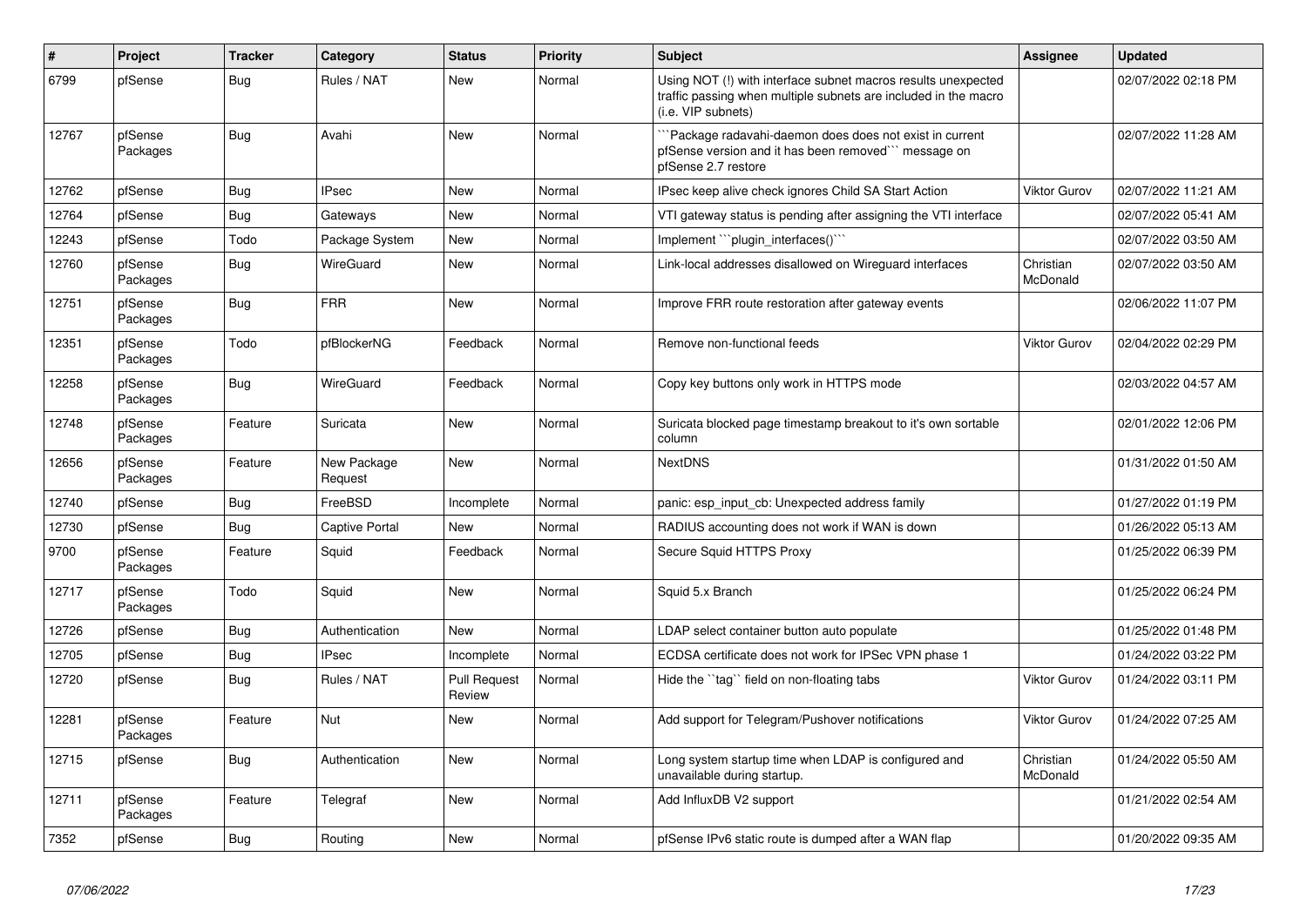| # | Project | Tracker | Category | Status | Priority | Subject | Assignee | Updated |
|---|---|---|---|---|---|---|---|---|
| 6799 | pfSense | Bug | Rules / NAT | New | Normal | Using NOT (!) with interface subnet macros results unexpected traffic passing when multiple subnets are included in the macro (i.e. VIP subnets) | | 02/07/2022 02:18 PM |
| 12767 | pfSense Packages | Bug | Avahi | New | Normal | ```Package radavahi-daemon does does not exist in current pfSense version and it has been removed``` message on pfSense 2.7 restore | | 02/07/2022 11:28 AM |
| 12762 | pfSense | Bug | IPsec | New | Normal | IPsec keep alive check ignores Child SA Start Action | Viktor Gurov | 02/07/2022 11:21 AM |
| 12764 | pfSense | Bug | Gateways | New | Normal | VTI gateway status is pending after assigning the VTI interface | | 02/07/2022 05:41 AM |
| 12243 | pfSense | Todo | Package System | New | Normal | Implement ```plugin_interfaces()``` | | 02/07/2022 03:50 AM |
| 12760 | pfSense Packages | Bug | WireGuard | New | Normal | Link-local addresses disallowed on Wireguard interfaces | Christian McDonald | 02/07/2022 03:50 AM |
| 12751 | pfSense Packages | Bug | FRR | New | Normal | Improve FRR route restoration after gateway events | | 02/06/2022 11:07 PM |
| 12351 | pfSense Packages | Todo | pfBlockerNG | Feedback | Normal | Remove non-functional feeds | Viktor Gurov | 02/04/2022 02:29 PM |
| 12258 | pfSense Packages | Bug | WireGuard | Feedback | Normal | Copy key buttons only work in HTTPS mode | | 02/03/2022 04:57 AM |
| 12748 | pfSense Packages | Feature | Suricata | New | Normal | Suricata blocked page timestamp breakout to it's own sortable column | | 02/01/2022 12:06 PM |
| 12656 | pfSense Packages | Feature | New Package Request | New | Normal | NextDNS | | 01/31/2022 01:50 AM |
| 12740 | pfSense | Bug | FreeBSD | Incomplete | Normal | panic: esp_input_cb: Unexpected address family | | 01/27/2022 01:19 PM |
| 12730 | pfSense | Bug | Captive Portal | New | Normal | RADIUS accounting does not work if WAN is down | | 01/26/2022 05:13 AM |
| 9700 | pfSense Packages | Feature | Squid | Feedback | Normal | Secure Squid HTTPS Proxy | | 01/25/2022 06:39 PM |
| 12717 | pfSense Packages | Todo | Squid | New | Normal | Squid 5.x Branch | | 01/25/2022 06:24 PM |
| 12726 | pfSense | Bug | Authentication | New | Normal | LDAP select container button auto populate | | 01/25/2022 01:48 PM |
| 12705 | pfSense | Bug | IPsec | Incomplete | Normal | ECDSA certificate does not work for IPSec VPN phase 1 | | 01/24/2022 03:22 PM |
| 12720 | pfSense | Bug | Rules / NAT | Pull Request Review | Normal | Hide the ``tag`` field on non-floating tabs | Viktor Gurov | 01/24/2022 03:11 PM |
| 12281 | pfSense Packages | Feature | Nut | New | Normal | Add support for Telegram/Pushover notifications | Viktor Gurov | 01/24/2022 07:25 AM |
| 12715 | pfSense | Bug | Authentication | New | Normal | Long system startup time when LDAP is configured and unavailable during startup. | Christian McDonald | 01/24/2022 05:50 AM |
| 12711 | pfSense Packages | Feature | Telegraf | New | Normal | Add InfluxDB V2 support | | 01/21/2022 02:54 AM |
| 7352 | pfSense | Bug | Routing | New | Normal | pfSense IPv6 static route is dumped after a WAN flap | | 01/20/2022 09:35 AM |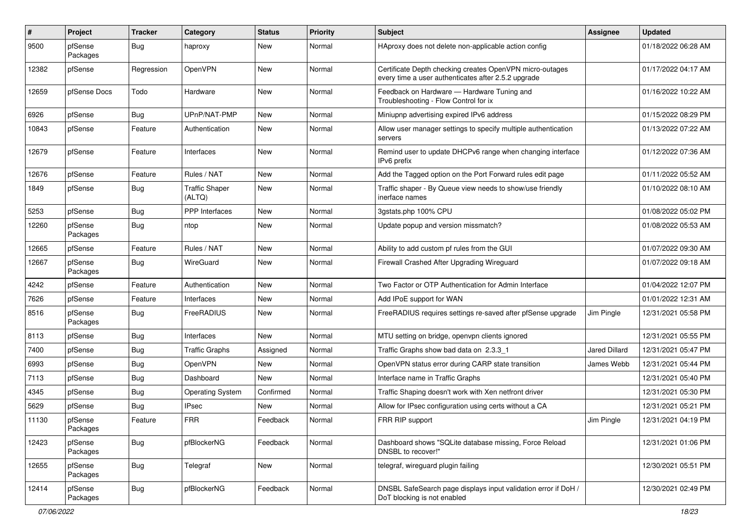| # | Project | Tracker | Category | Status | Priority | Subject | Assignee | Updated |
|---|---|---|---|---|---|---|---|---|
| 9500 | pfSense Packages | Bug | haproxy | New | Normal | HAproxy does not delete non-applicable action config | | 01/18/2022 06:28 AM |
| 12382 | pfSense | Regression | OpenVPN | New | Normal | Certificate Depth checking creates OpenVPN micro-outages every time a user authenticates after 2.5.2 upgrade | | 01/17/2022 04:17 AM |
| 12659 | pfSense Docs | Todo | Hardware | New | Normal | Feedback on Hardware — Hardware Tuning and Troubleshooting - Flow Control for ix | | 01/16/2022 10:22 AM |
| 6926 | pfSense | Bug | UPnP/NAT-PMP | New | Normal | Miniupnp advertising expired IPv6 address | | 01/15/2022 08:29 PM |
| 10843 | pfSense | Feature | Authentication | New | Normal | Allow user manager settings to specify multiple authentication servers | | 01/13/2022 07:22 AM |
| 12679 | pfSense | Feature | Interfaces | New | Normal | Remind user to update DHCPv6 range when changing interface IPv6 prefix | | 01/12/2022 07:36 AM |
| 12676 | pfSense | Feature | Rules / NAT | New | Normal | Add the Tagged option on the Port Forward rules edit page | | 01/11/2022 05:52 AM |
| 1849 | pfSense | Bug | Traffic Shaper (ALTQ) | New | Normal | Traffic shaper - By Queue view needs to show/use friendly inerface names | | 01/10/2022 08:10 AM |
| 5253 | pfSense | Bug | PPP Interfaces | New | Normal | 3gstats.php 100% CPU | | 01/08/2022 05:02 PM |
| 12260 | pfSense Packages | Bug | ntop | New | Normal | Update popup and version missmatch? | | 01/08/2022 05:53 AM |
| 12665 | pfSense | Feature | Rules / NAT | New | Normal | Ability to add custom pf rules from the GUI | | 01/07/2022 09:30 AM |
| 12667 | pfSense Packages | Bug | WireGuard | New | Normal | Firewall Crashed After Upgrading Wireguard | | 01/07/2022 09:18 AM |
| 4242 | pfSense | Feature | Authentication | New | Normal | Two Factor or OTP Authentication for Admin Interface | | 01/04/2022 12:07 PM |
| 7626 | pfSense | Feature | Interfaces | New | Normal | Add IPoE support for WAN | | 01/01/2022 12:31 AM |
| 8516 | pfSense Packages | Bug | FreeRADIUS | New | Normal | FreeRADIUS requires settings re-saved after pfSense upgrade | Jim Pingle | 12/31/2021 05:58 PM |
| 8113 | pfSense | Bug | Interfaces | New | Normal | MTU setting on bridge, openvpn clients ignored | | 12/31/2021 05:55 PM |
| 7400 | pfSense | Bug | Traffic Graphs | Assigned | Normal | Traffic Graphs show bad data on 2.3.3_1 | Jared Dillard | 12/31/2021 05:47 PM |
| 6993 | pfSense | Bug | OpenVPN | New | Normal | OpenVPN status error during CARP state transition | James Webb | 12/31/2021 05:44 PM |
| 7113 | pfSense | Bug | Dashboard | New | Normal | Interface name in Traffic Graphs | | 12/31/2021 05:40 PM |
| 4345 | pfSense | Bug | Operating System | Confirmed | Normal | Traffic Shaping doesn't work with Xen netfront driver | | 12/31/2021 05:30 PM |
| 5629 | pfSense | Bug | IPsec | New | Normal | Allow for IPsec configuration using certs without a CA | | 12/31/2021 05:21 PM |
| 11130 | pfSense Packages | Feature | FRR | Feedback | Normal | FRR RIP support | Jim Pingle | 12/31/2021 04:19 PM |
| 12423 | pfSense Packages | Bug | pfBlockerNG | Feedback | Normal | Dashboard shows "SQLite database missing, Force Reload DNSBL to recover!" | | 12/31/2021 01:06 PM |
| 12655 | pfSense Packages | Bug | Telegraf | New | Normal | telegraf, wireguard plugin failing | | 12/30/2021 05:51 PM |
| 12414 | pfSense Packages | Bug | pfBlockerNG | Feedback | Normal | DNSBL SafeSearch page displays input validation error if DoH / DoT blocking is not enabled | | 12/30/2021 02:49 PM |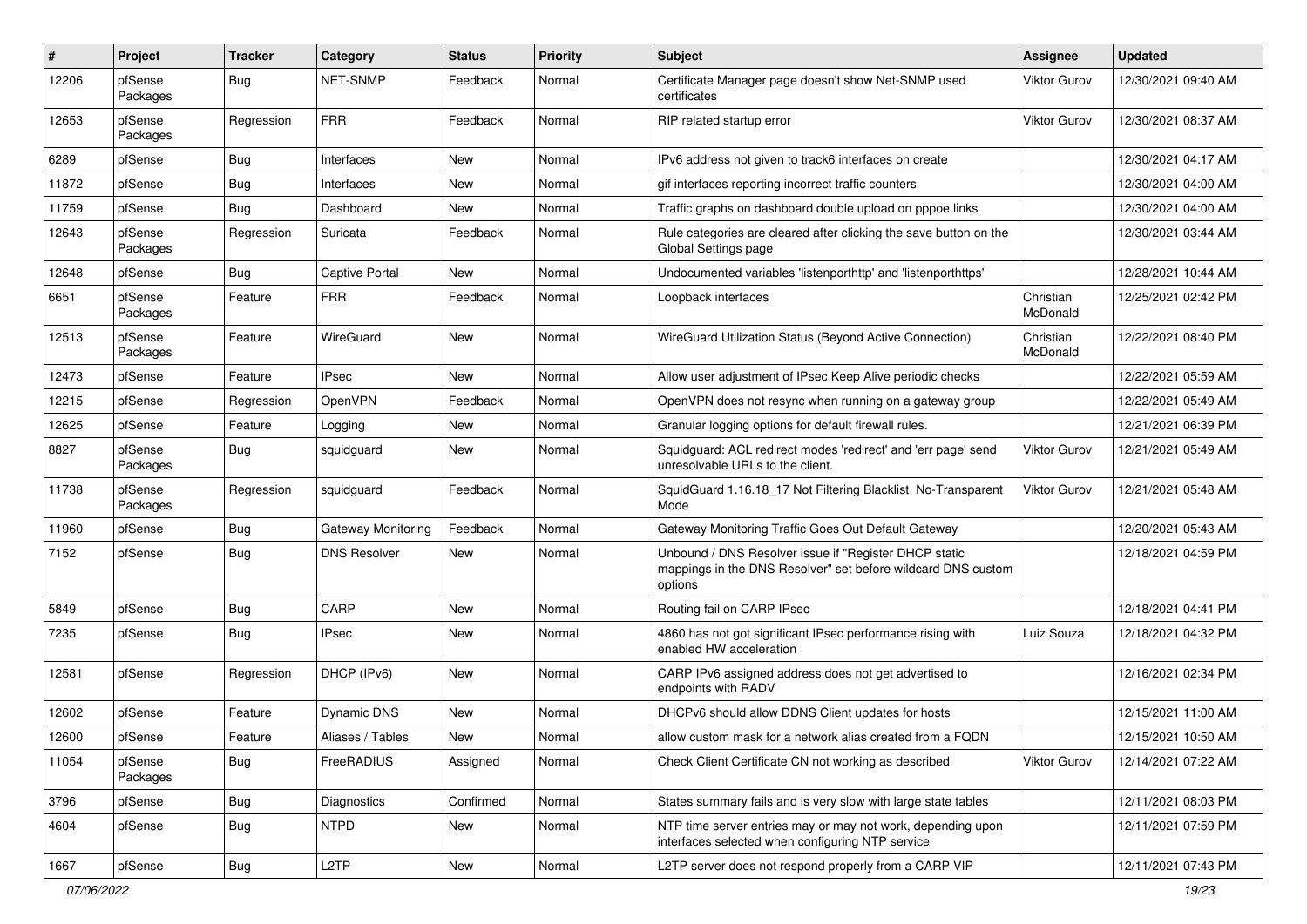| # | Project | Tracker | Category | Status | Priority | Subject | Assignee | Updated |
|---|---|---|---|---|---|---|---|---|
| 12206 | pfSense Packages | Bug | NET-SNMP | Feedback | Normal | Certificate Manager page doesn't show Net-SNMP used certificates | Viktor Gurov | 12/30/2021 09:40 AM |
| 12653 | pfSense Packages | Regression | FRR | Feedback | Normal | RIP related startup error | Viktor Gurov | 12/30/2021 08:37 AM |
| 6289 | pfSense | Bug | Interfaces | New | Normal | IPv6 address not given to track6 interfaces on create | | 12/30/2021 04:17 AM |
| 11872 | pfSense | Bug | Interfaces | New | Normal | gif interfaces reporting incorrect traffic counters | | 12/30/2021 04:00 AM |
| 11759 | pfSense | Bug | Dashboard | New | Normal | Traffic graphs on dashboard double upload on pppoe links | | 12/30/2021 04:00 AM |
| 12643 | pfSense Packages | Regression | Suricata | Feedback | Normal | Rule categories are cleared after clicking the save button on the Global Settings page | | 12/30/2021 03:44 AM |
| 12648 | pfSense | Bug | Captive Portal | New | Normal | Undocumented variables 'listenporthttp' and 'listenporthttps' | | 12/28/2021 10:44 AM |
| 6651 | pfSense Packages | Feature | FRR | Feedback | Normal | Loopback interfaces | Christian McDonald | 12/25/2021 02:42 PM |
| 12513 | pfSense Packages | Feature | WireGuard | New | Normal | WireGuard Utilization Status (Beyond Active Connection) | Christian McDonald | 12/22/2021 08:40 PM |
| 12473 | pfSense | Feature | IPsec | New | Normal | Allow user adjustment of IPsec Keep Alive periodic checks | | 12/22/2021 05:59 AM |
| 12215 | pfSense | Regression | OpenVPN | Feedback | Normal | OpenVPN does not resync when running on a gateway group | | 12/22/2021 05:49 AM |
| 12625 | pfSense | Feature | Logging | New | Normal | Granular logging options for default firewall rules. | | 12/21/2021 06:39 PM |
| 8827 | pfSense Packages | Bug | squidguard | New | Normal | Squidguard: ACL redirect modes 'redirect' and 'err page' send unresolvable URLs to the client. | Viktor Gurov | 12/21/2021 05:49 AM |
| 11738 | pfSense Packages | Regression | squidguard | Feedback | Normal | SquidGuard 1.16.18_17 Not Filtering Blacklist No-Transparent Mode | Viktor Gurov | 12/21/2021 05:48 AM |
| 11960 | pfSense | Bug | Gateway Monitoring | Feedback | Normal | Gateway Monitoring Traffic Goes Out Default Gateway | | 12/20/2021 05:43 AM |
| 7152 | pfSense | Bug | DNS Resolver | New | Normal | Unbound / DNS Resolver issue if "Register DHCP static mappings in the DNS Resolver" set before wildcard DNS custom options | | 12/18/2021 04:59 PM |
| 5849 | pfSense | Bug | CARP | New | Normal | Routing fail on CARP IPsec | | 12/18/2021 04:41 PM |
| 7235 | pfSense | Bug | IPsec | New | Normal | 4860 has not got significant IPsec performance rising with enabled HW acceleration | Luiz Souza | 12/18/2021 04:32 PM |
| 12581 | pfSense | Regression | DHCP (IPv6) | New | Normal | CARP IPv6 assigned address does not get advertised to endpoints with RADV | | 12/16/2021 02:34 PM |
| 12602 | pfSense | Feature | Dynamic DNS | New | Normal | DHCPv6 should allow DDNS Client updates for hosts | | 12/15/2021 11:00 AM |
| 12600 | pfSense | Feature | Aliases / Tables | New | Normal | allow custom mask for a network alias created from a FQDN | | 12/15/2021 10:50 AM |
| 11054 | pfSense Packages | Bug | FreeRADIUS | Assigned | Normal | Check Client Certificate CN not working as described | Viktor Gurov | 12/14/2021 07:22 AM |
| 3796 | pfSense | Bug | Diagnostics | Confirmed | Normal | States summary fails and is very slow with large state tables | | 12/11/2021 08:03 PM |
| 4604 | pfSense | Bug | NTPD | New | Normal | NTP time server entries may or may not work, depending upon interfaces selected when configuring NTP service | | 12/11/2021 07:59 PM |
| 1667 | pfSense | Bug | L2TP | New | Normal | L2TP server does not respond properly from a CARP VIP | | 12/11/2021 07:43 PM |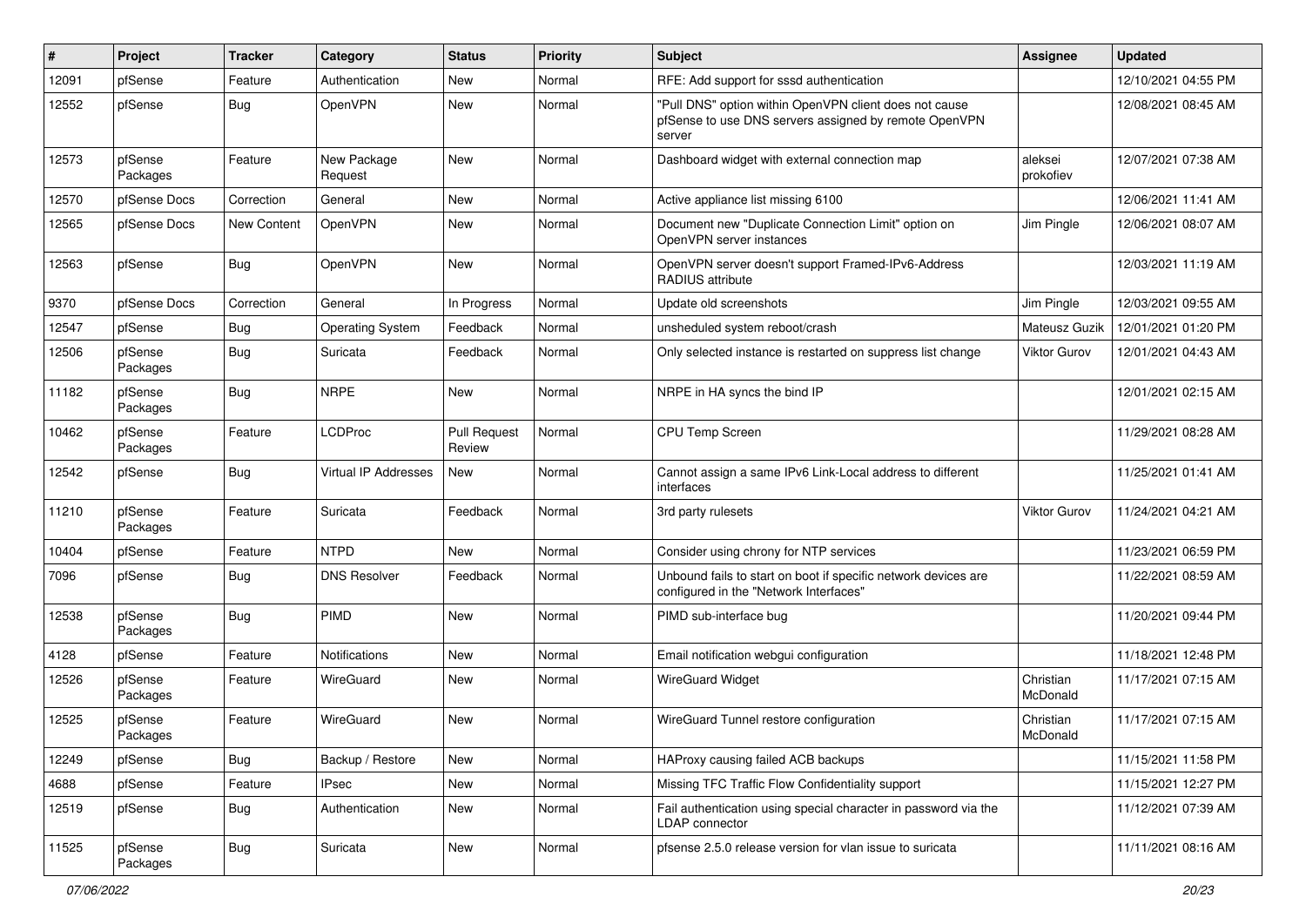| # | Project | Tracker | Category | Status | Priority | Subject | Assignee | Updated |
|---|---|---|---|---|---|---|---|---|
| 12091 | pfSense | Feature | Authentication | New | Normal | RFE: Add support for sssd authentication | | 12/10/2021 04:55 PM |
| 12552 | pfSense | Bug | OpenVPN | New | Normal | "Pull DNS" option within OpenVPN client does not cause pfSense to use DNS servers assigned by remote OpenVPN server | | 12/08/2021 08:45 AM |
| 12573 | pfSense Packages | Feature | New Package Request | New | Normal | Dashboard widget with external connection map | aleksei prokofiev | 12/07/2021 07:38 AM |
| 12570 | pfSense Docs | Correction | General | New | Normal | Active appliance list missing 6100 | | 12/06/2021 11:41 AM |
| 12565 | pfSense Docs | New Content | OpenVPN | New | Normal | Document new "Duplicate Connection Limit" option on OpenVPN server instances | Jim Pingle | 12/06/2021 08:07 AM |
| 12563 | pfSense | Bug | OpenVPN | New | Normal | OpenVPN server doesn't support Framed-IPv6-Address RADIUS attribute | | 12/03/2021 11:19 AM |
| 9370 | pfSense Docs | Correction | General | In Progress | Normal | Update old screenshots | Jim Pingle | 12/03/2021 09:55 AM |
| 12547 | pfSense | Bug | Operating System | Feedback | Normal | unsheduled system reboot/crash | Mateusz Guzik | 12/01/2021 01:20 PM |
| 12506 | pfSense Packages | Bug | Suricata | Feedback | Normal | Only selected instance is restarted on suppress list change | Viktor Gurov | 12/01/2021 04:43 AM |
| 11182 | pfSense Packages | Bug | NRPE | New | Normal | NRPE in HA syncs the bind IP | | 12/01/2021 02:15 AM |
| 10462 | pfSense Packages | Feature | LCDProc | Pull Request Review | Normal | CPU Temp Screen | | 11/29/2021 08:28 AM |
| 12542 | pfSense | Bug | Virtual IP Addresses | New | Normal | Cannot assign a same IPv6 Link-Local address to different interfaces | | 11/25/2021 01:41 AM |
| 11210 | pfSense Packages | Feature | Suricata | Feedback | Normal | 3rd party rulesets | Viktor Gurov | 11/24/2021 04:21 AM |
| 10404 | pfSense | Feature | NTPD | New | Normal | Consider using chrony for NTP services | | 11/23/2021 06:59 PM |
| 7096 | pfSense | Bug | DNS Resolver | Feedback | Normal | Unbound fails to start on boot if specific network devices are configured in the "Network Interfaces" | | 11/22/2021 08:59 AM |
| 12538 | pfSense Packages | Bug | PIMD | New | Normal | PIMD sub-interface bug | | 11/20/2021 09:44 PM |
| 4128 | pfSense | Feature | Notifications | New | Normal | Email notification webgui configuration | | 11/18/2021 12:48 PM |
| 12526 | pfSense Packages | Feature | WireGuard | New | Normal | WireGuard Widget | Christian McDonald | 11/17/2021 07:15 AM |
| 12525 | pfSense Packages | Feature | WireGuard | New | Normal | WireGuard Tunnel restore configuration | Christian McDonald | 11/17/2021 07:15 AM |
| 12249 | pfSense | Bug | Backup / Restore | New | Normal | HAProxy causing failed ACB backups | | 11/15/2021 11:58 PM |
| 4688 | pfSense | Feature | IPsec | New | Normal | Missing TFC Traffic Flow Confidentiality support | | 11/15/2021 12:27 PM |
| 12519 | pfSense | Bug | Authentication | New | Normal | Fail authentication using special character in password via the LDAP connector | | 11/12/2021 07:39 AM |
| 11525 | pfSense Packages | Bug | Suricata | New | Normal | pfsense 2.5.0 release version for vlan issue to suricata | | 11/11/2021 08:16 AM |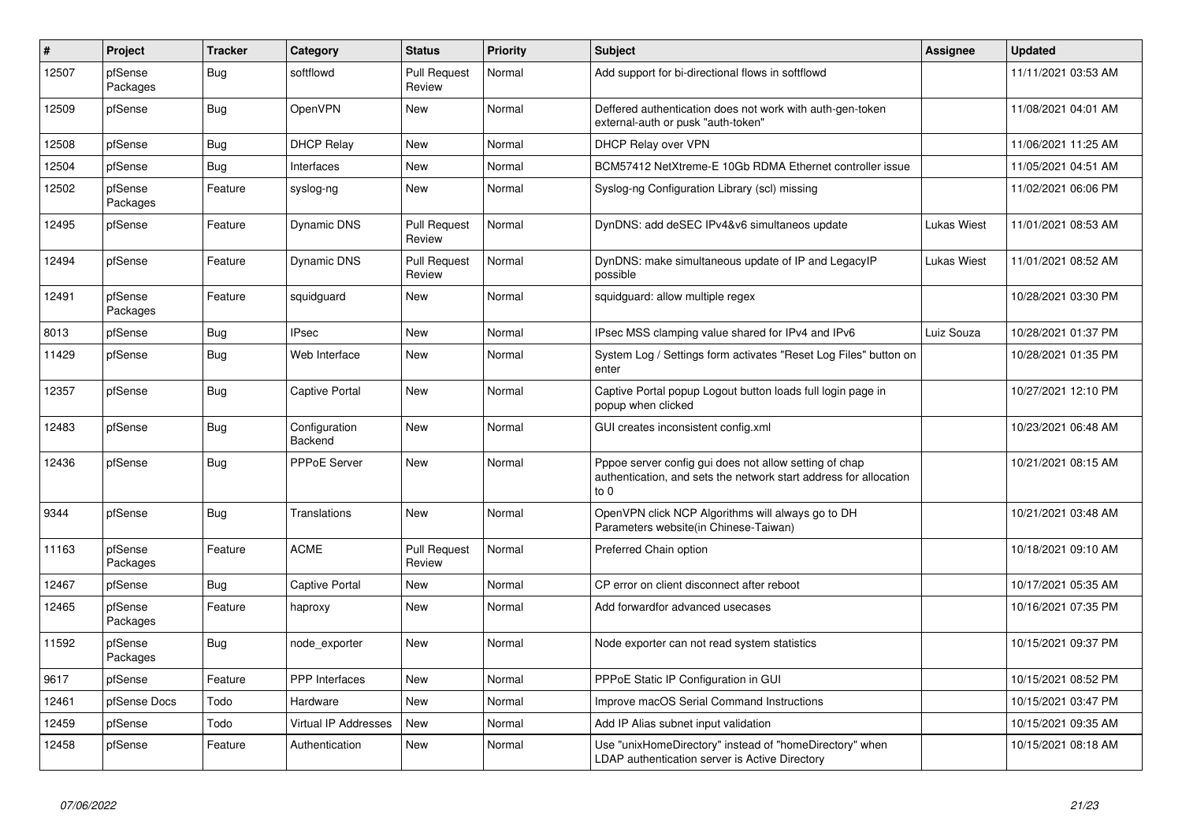| # | Project | Tracker | Category | Status | Priority | Subject | Assignee | Updated |
|---|---|---|---|---|---|---|---|---|
| 12507 | pfSense Packages | Bug | softflowd | Pull Request Review | Normal | Add support for bi-directional flows in softflowd | | 11/11/2021 03:53 AM |
| 12509 | pfSense | Bug | OpenVPN | New | Normal | Deffered authentication does not work with auth-gen-token external-auth or pusk "auth-token" | | 11/08/2021 04:01 AM |
| 12508 | pfSense | Bug | DHCP Relay | New | Normal | DHCP Relay over VPN | | 11/06/2021 11:25 AM |
| 12504 | pfSense | Bug | Interfaces | New | Normal | BCM57412 NetXtreme-E 10Gb RDMA Ethernet controller issue | | 11/05/2021 04:51 AM |
| 12502 | pfSense Packages | Feature | syslog-ng | New | Normal | Syslog-ng Configuration Library (scl) missing | | 11/02/2021 06:06 PM |
| 12495 | pfSense | Feature | Dynamic DNS | Pull Request Review | Normal | DynDNS: add deSEC IPv4&v6 simultaneos update | Lukas Wiest | 11/01/2021 08:53 AM |
| 12494 | pfSense | Feature | Dynamic DNS | Pull Request Review | Normal | DynDNS: make simultaneous update of IP and LegacyIP possible | Lukas Wiest | 11/01/2021 08:52 AM |
| 12491 | pfSense Packages | Feature | squidguard | New | Normal | squidguard: allow multiple regex | | 10/28/2021 03:30 PM |
| 8013 | pfSense | Bug | IPsec | New | Normal | IPsec MSS clamping value shared for IPv4 and IPv6 | Luiz Souza | 10/28/2021 01:37 PM |
| 11429 | pfSense | Bug | Web Interface | New | Normal | System Log / Settings form activates "Reset Log Files" button on enter | | 10/28/2021 01:35 PM |
| 12357 | pfSense | Bug | Captive Portal | New | Normal | Captive Portal popup Logout button loads full login page in popup when clicked | | 10/27/2021 12:10 PM |
| 12483 | pfSense | Bug | Configuration Backend | New | Normal | GUI creates inconsistent config.xml | | 10/23/2021 06:48 AM |
| 12436 | pfSense | Bug | PPPoE Server | New | Normal | Pppoe server config gui does not allow setting of chap authentication, and sets the network start address for allocation to 0 | | 10/21/2021 08:15 AM |
| 9344 | pfSense | Bug | Translations | New | Normal | OpenVPN click NCP Algorithms will always go to DH Parameters website(in Chinese-Taiwan) | | 10/21/2021 03:48 AM |
| 11163 | pfSense Packages | Feature | ACME | Pull Request Review | Normal | Preferred Chain option | | 10/18/2021 09:10 AM |
| 12467 | pfSense | Bug | Captive Portal | New | Normal | CP error on client disconnect after reboot | | 10/17/2021 05:35 AM |
| 12465 | pfSense Packages | Feature | haproxy | New | Normal | Add forwardfor advanced usecases | | 10/16/2021 07:35 PM |
| 11592 | pfSense Packages | Bug | node_exporter | New | Normal | Node exporter can not read system statistics | | 10/15/2021 09:37 PM |
| 9617 | pfSense | Feature | PPP Interfaces | New | Normal | PPPoE Static IP Configuration in GUI | | 10/15/2021 08:52 PM |
| 12461 | pfSense Docs | Todo | Hardware | New | Normal | Improve macOS Serial Command Instructions | | 10/15/2021 03:47 PM |
| 12459 | pfSense | Todo | Virtual IP Addresses | New | Normal | Add IP Alias subnet input validation | | 10/15/2021 09:35 AM |
| 12458 | pfSense | Feature | Authentication | New | Normal | Use "unixHomeDirectory" instead of "homeDirectory" when LDAP authentication server is Active Directory | | 10/15/2021 08:18 AM |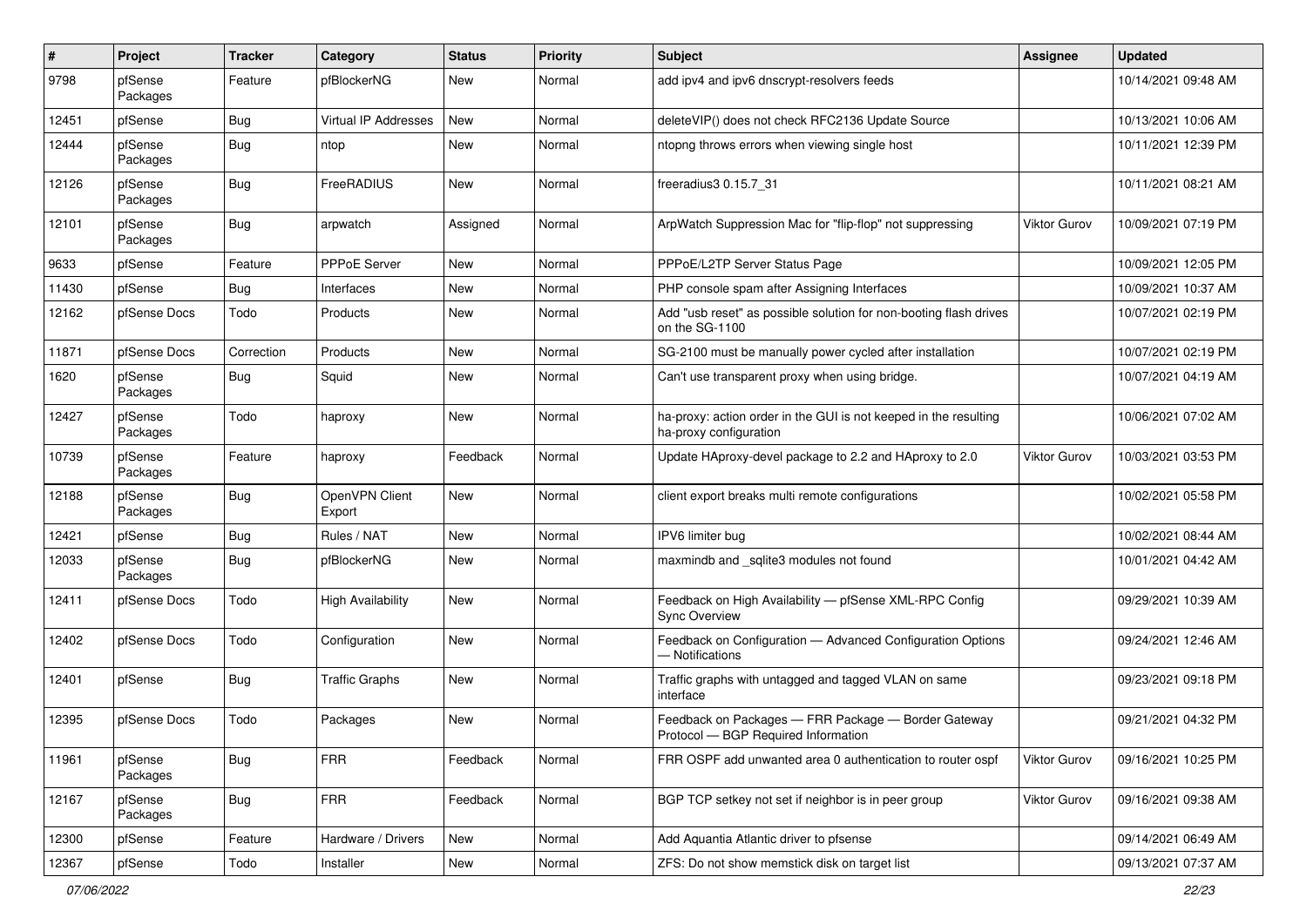| # | Project | Tracker | Category | Status | Priority | Subject | Assignee | Updated |
|---|---|---|---|---|---|---|---|---|
| 9798 | pfSense Packages | Feature | pfBlockerNG | New | Normal | add ipv4 and ipv6 dnscrypt-resolvers feeds | | 10/14/2021 09:48 AM |
| 12451 | pfSense | Bug | Virtual IP Addresses | New | Normal | deleteVIP() does not check RFC2136 Update Source | | 10/13/2021 10:06 AM |
| 12444 | pfSense Packages | Bug | ntop | New | Normal | ntopng throws errors when viewing single host | | 10/11/2021 12:39 PM |
| 12126 | pfSense Packages | Bug | FreeRADIUS | New | Normal | freeradius3 0.15.7_31 | | 10/11/2021 08:21 AM |
| 12101 | pfSense Packages | Bug | arpwatch | Assigned | Normal | ArpWatch Suppression Mac for "flip-flop" not suppressing | Viktor Gurov | 10/09/2021 07:19 PM |
| 9633 | pfSense | Feature | PPPoE Server | New | Normal | PPPoE/L2TP Server Status Page | | 10/09/2021 12:05 PM |
| 11430 | pfSense | Bug | Interfaces | New | Normal | PHP console spam after Assigning Interfaces | | 10/09/2021 10:37 AM |
| 12162 | pfSense Docs | Todo | Products | New | Normal | Add "usb reset" as possible solution for non-booting flash drives on the SG-1100 | | 10/07/2021 02:19 PM |
| 11871 | pfSense Docs | Correction | Products | New | Normal | SG-2100 must be manually power cycled after installation | | 10/07/2021 02:19 PM |
| 1620 | pfSense Packages | Bug | Squid | New | Normal | Can't use transparent proxy when using bridge. | | 10/07/2021 04:19 AM |
| 12427 | pfSense Packages | Todo | haproxy | New | Normal | ha-proxy: action order in the GUI is not keeped in the resulting ha-proxy configuration | | 10/06/2021 07:02 AM |
| 10739 | pfSense Packages | Feature | haproxy | Feedback | Normal | Update HAproxy-devel package to 2.2 and HAproxy to 2.0 | Viktor Gurov | 10/03/2021 03:53 PM |
| 12188 | pfSense Packages | Bug | OpenVPN Client Export | New | Normal | client export breaks multi remote configurations | | 10/02/2021 05:58 PM |
| 12421 | pfSense | Bug | Rules / NAT | New | Normal | IPV6 limiter bug | | 10/02/2021 08:44 AM |
| 12033 | pfSense Packages | Bug | pfBlockerNG | New | Normal | maxmindb and _sqlite3 modules not found | | 10/01/2021 04:42 AM |
| 12411 | pfSense Docs | Todo | High Availability | New | Normal | Feedback on High Availability — pfSense XML-RPC Config Sync Overview | | 09/29/2021 10:39 AM |
| 12402 | pfSense Docs | Todo | Configuration | New | Normal | Feedback on Configuration — Advanced Configuration Options — Notifications | | 09/24/2021 12:46 AM |
| 12401 | pfSense | Bug | Traffic Graphs | New | Normal | Traffic graphs with untagged and tagged VLAN on same interface | | 09/23/2021 09:18 PM |
| 12395 | pfSense Docs | Todo | Packages | New | Normal | Feedback on Packages — FRR Package — Border Gateway Protocol — BGP Required Information | | 09/21/2021 04:32 PM |
| 11961 | pfSense Packages | Bug | FRR | Feedback | Normal | FRR OSPF add unwanted area 0 authentication to router ospf | Viktor Gurov | 09/16/2021 10:25 PM |
| 12167 | pfSense Packages | Bug | FRR | Feedback | Normal | BGP TCP setkey not set if neighbor is in peer group | Viktor Gurov | 09/16/2021 09:38 AM |
| 12300 | pfSense | Feature | Hardware / Drivers | New | Normal | Add Aquantia Atlantic driver to pfsense | | 09/14/2021 06:49 AM |
| 12367 | pfSense | Todo | Installer | New | Normal | ZFS: Do not show memstick disk on target list | | 09/13/2021 07:37 AM |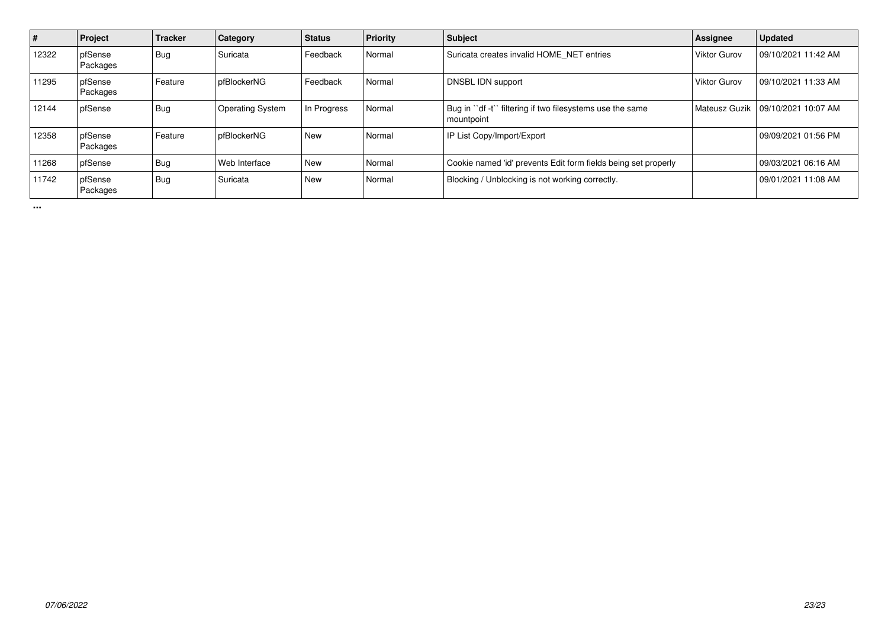| # | Project | Tracker | Category | Status | Priority | Subject | Assignee | Updated |
|---|---|---|---|---|---|---|---|---|
| 12322 | pfSense Packages | Bug | Suricata | Feedback | Normal | Suricata creates invalid HOME_NET entries | Viktor Gurov | 09/10/2021 11:42 AM |
| 11295 | pfSense Packages | Feature | pfBlockerNG | Feedback | Normal | DNSBL IDN support | Viktor Gurov | 09/10/2021 11:33 AM |
| 12144 | pfSense | Bug | Operating System | In Progress | Normal | Bug in ``df -t`` filtering if two filesystems use the same mountpoint | Mateusz Guzik | 09/10/2021 10:07 AM |
| 12358 | pfSense Packages | Feature | pfBlockerNG | New | Normal | IP List Copy/Import/Export | | 09/09/2021 01:56 PM |
| 11268 | pfSense | Bug | Web Interface | New | Normal | Cookie named 'id' prevents Edit form fields being set properly | | 09/03/2021 06:16 AM |
| 11742 | pfSense Packages | Bug | Suricata | New | Normal | Blocking / Unblocking is not working correctly. | | 09/01/2021 11:08 AM |

...